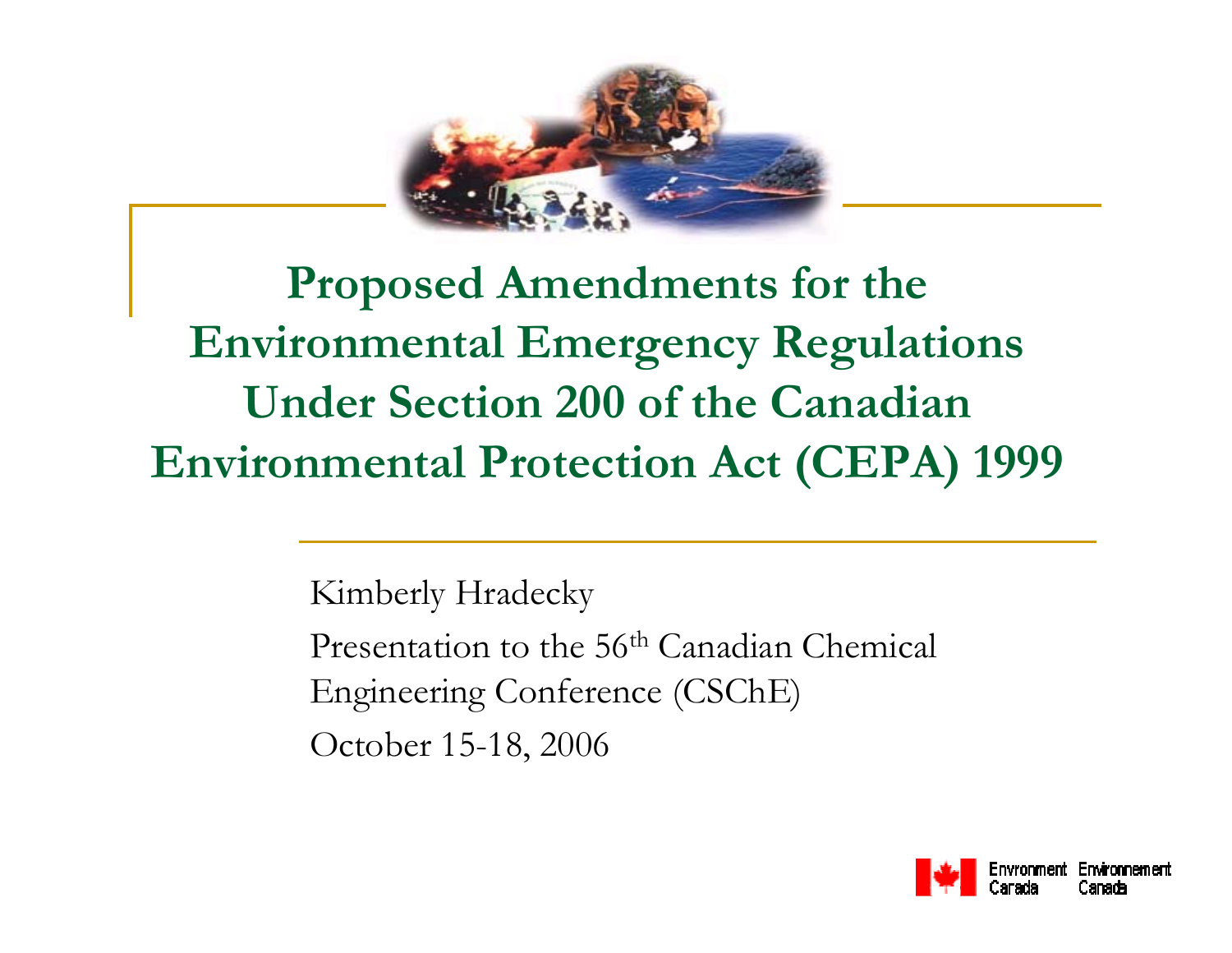# Proposed Amendments for the Environmental Emergency Regulations Under Section 200 of the Canadian Environmental Protection Act (CEPA) 1999

Kimberly Hradecky

Presentation to the 56th Canadian Chemical Engineering Conference (CSChE)

October 15-18, 2006

Environment Canada / Environnement Canada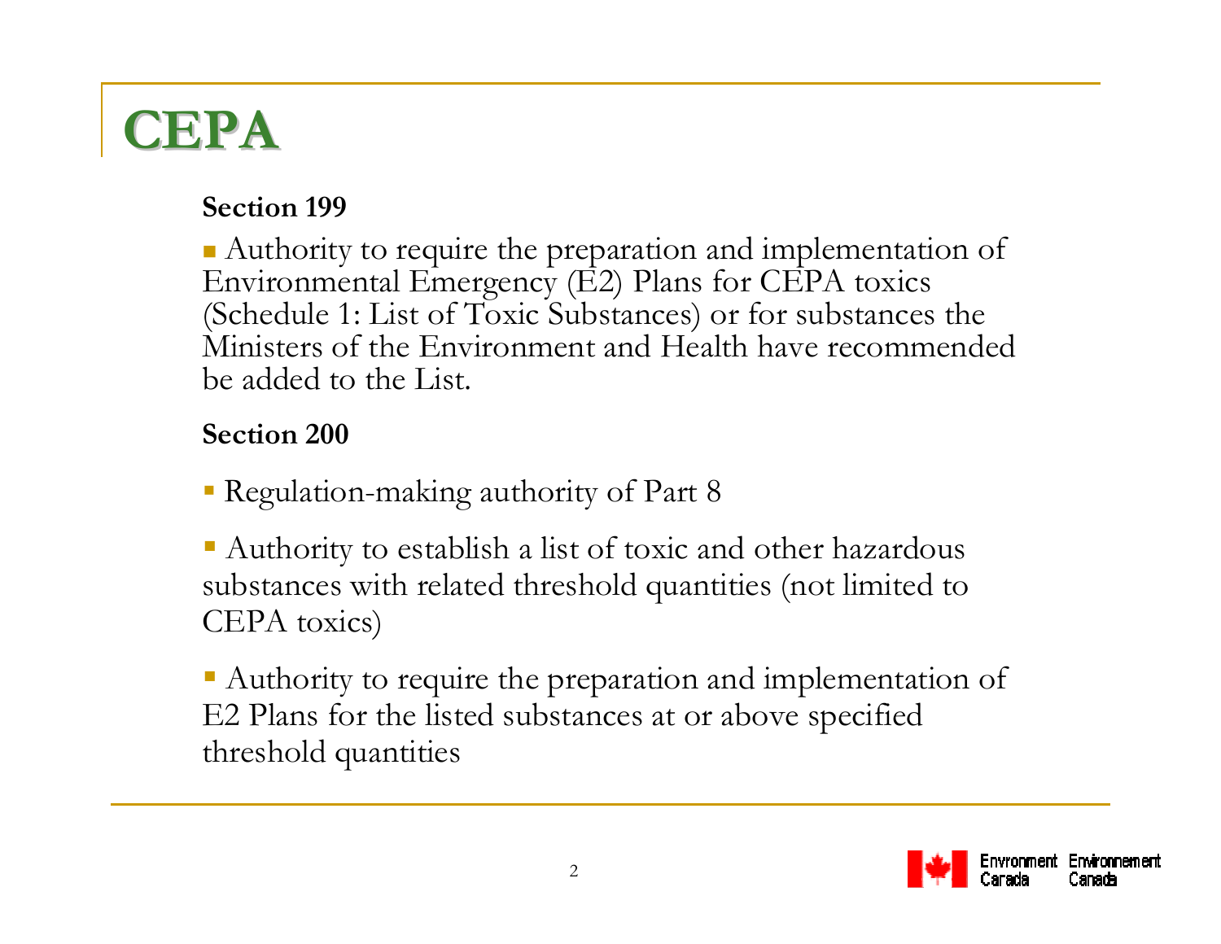# CEPA

**Section 199**

- Authority to require the preparation and implementation of Environmental Emergency (E2) Plans for CEPA toxics (Schedule 1: List of Toxic Substances) or for substances the Ministers of the Environment and Health have recommended be added to the List.

**Section 200**

- Regulation-making authority of Part 8
- Authority to establish a list of toxic and other hazardous substances with related threshold quantities (not limited to CEPA toxics)
- Authority to require the preparation and implementation of E2 Plans for the listed substances at or above specified threshold quantities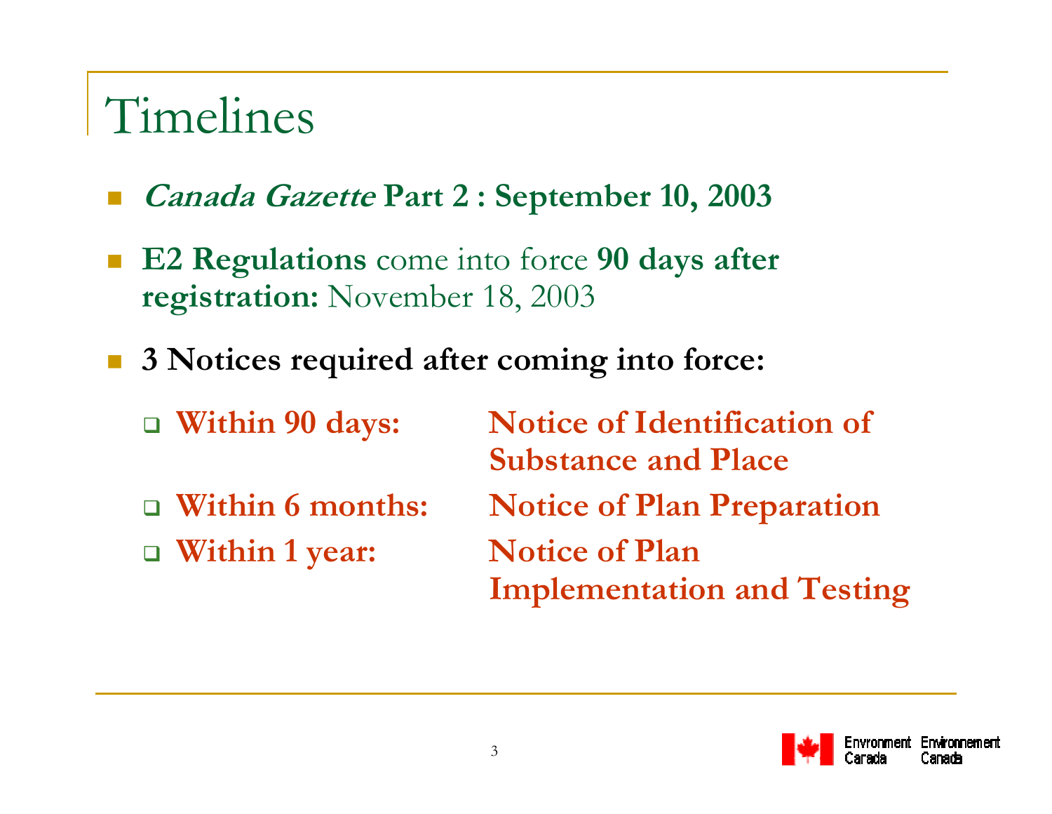# Timelines

- ***Canada Gazette* Part 2 : September 10, 2003**
- **E2 Regulations** come into force **90 days after registration:** November 18, 2003
- **3 Notices required after coming into force:**
  - **Within 90 days:** **Notice of Identification of Substance and Place**
  - **Within 6 months:** **Notice of Plan Preparation**
  - **Within 1 year:** **Notice of Plan Implementation and Testing**

Environment Canada Environnement Canada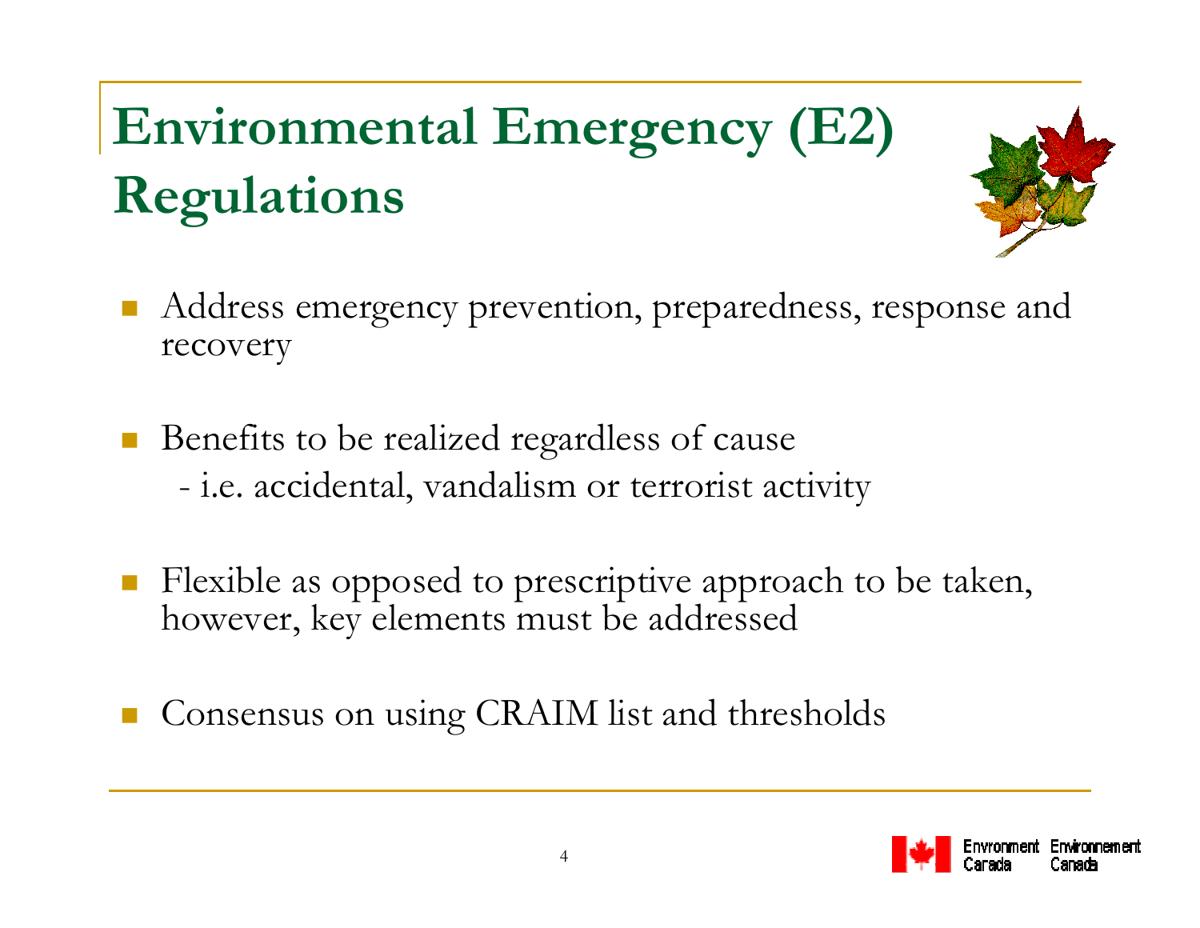# Environmental Emergency (E2) Regulations

- Address emergency prevention, preparedness, response and recovery

- Benefits to be realized regardless of cause
  - i.e. accidental, vandalism or terrorist activity

- Flexible as opposed to prescriptive approach to be taken, however, key elements must be addressed

- Consensus on using CRAIM list and thresholds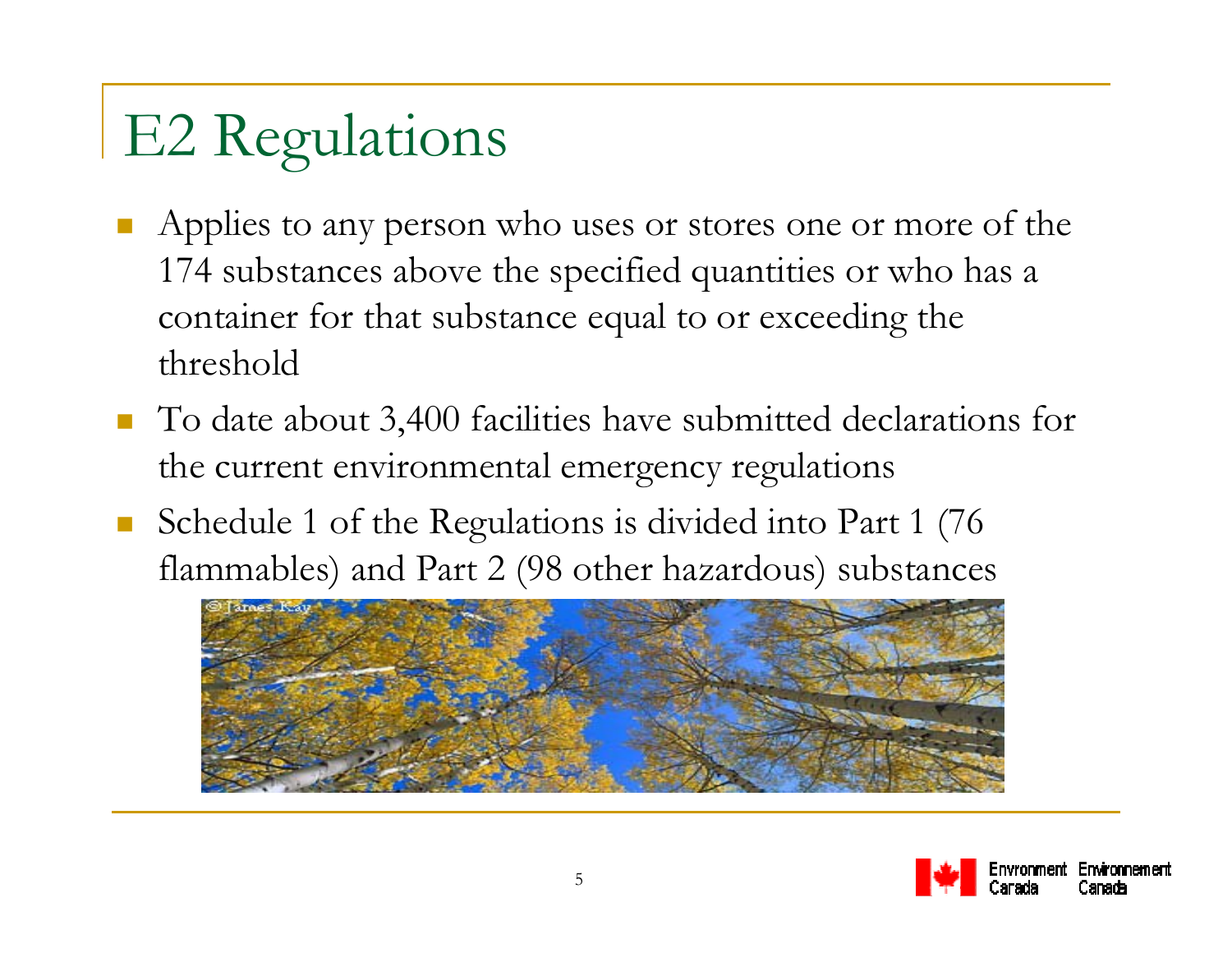# E2 Regulations

- Applies to any person who uses or stores one or more of the 174 substances above the specified quantities or who has a container for that substance equal to or exceeding the threshold
- To date about 3,400 facilities have submitted declarations for the current environmental emergency regulations
- Schedule 1 of the Regulations is divided into Part 1 (76 flammables) and Part 2 (98 other hazardous) substances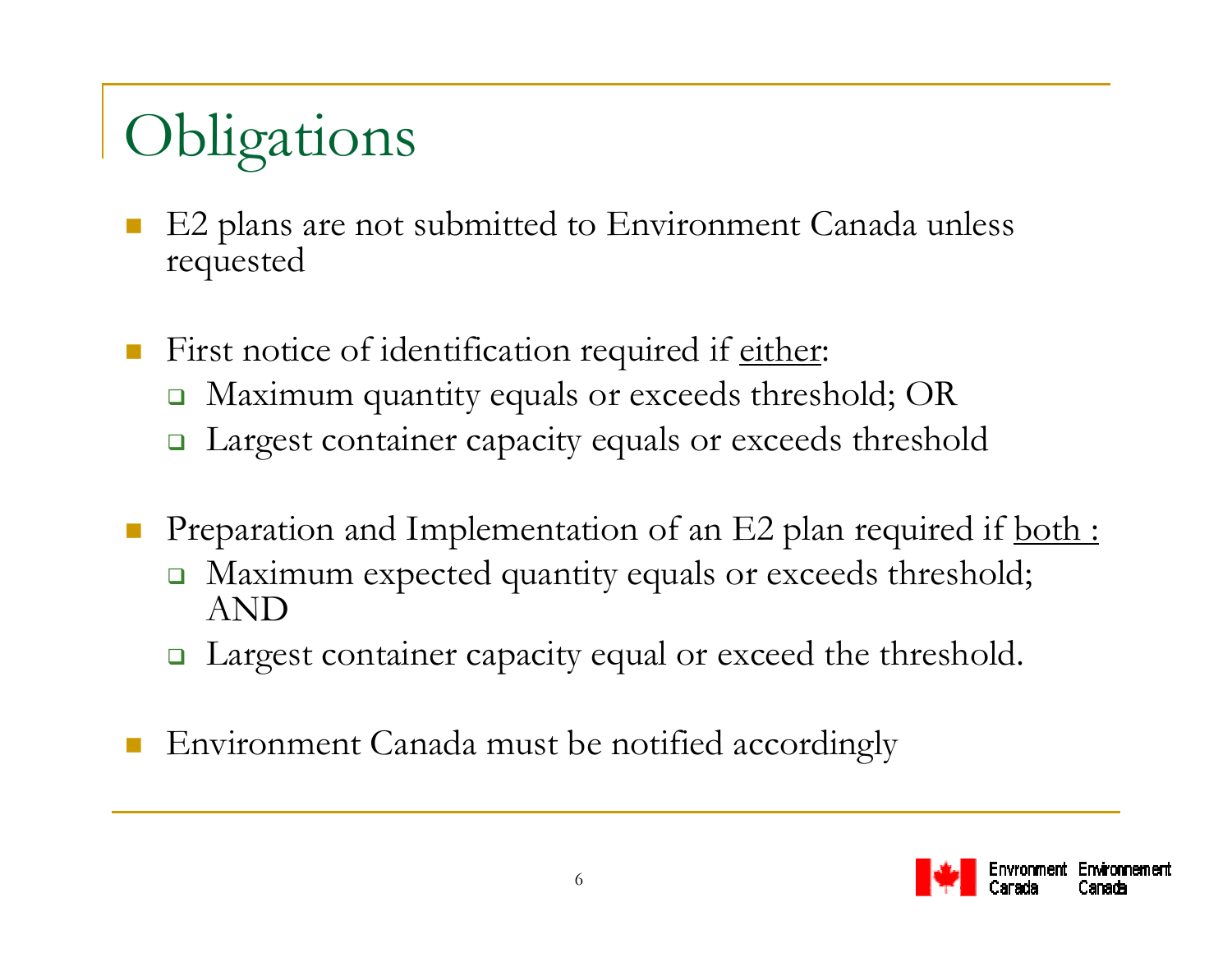# Obligations

- E2 plans are not submitted to Environment Canada unless requested
- First notice of identification required if <u>either</u>:
  - Maximum quantity equals or exceeds threshold; OR
  - Largest container capacity equals or exceeds threshold
- Preparation and Implementation of an E2 plan required if <u>both :</u>
  - Maximum expected quantity equals or exceeds threshold; AND
  - Largest container capacity equal or exceed the threshold.
- Environment Canada must be notified accordingly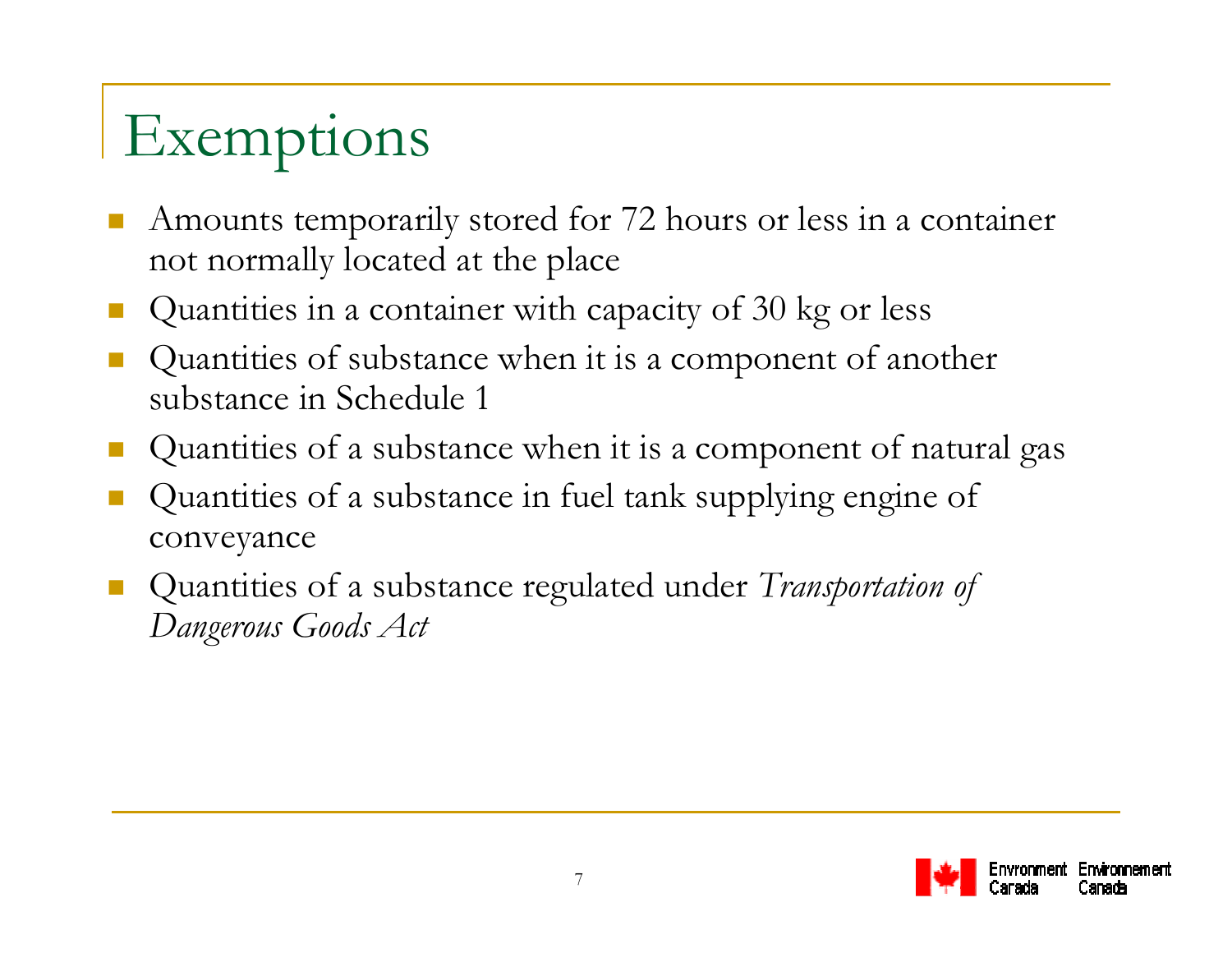# Exemptions

- Amounts temporarily stored for 72 hours or less in a container not normally located at the place
- Quantities in a container with capacity of 30 kg or less
- Quantities of substance when it is a component of another substance in Schedule 1
- Quantities of a substance when it is a component of natural gas
- Quantities of a substance in fuel tank supplying engine of conveyance
- Quantities of a substance regulated under *Transportation of Dangerous Goods Act*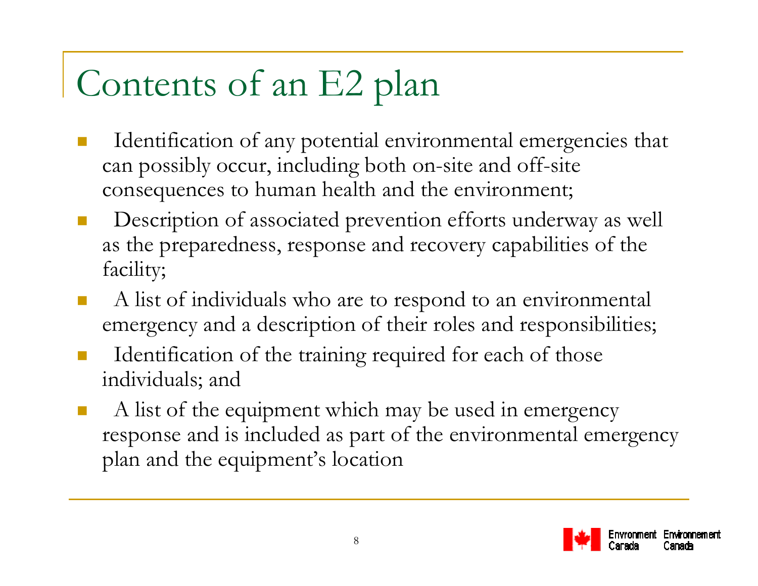# Contents of an E2 plan

- Identification of any potential environmental emergencies that can possibly occur, including both on-site and off-site consequences to human health and the environment;
- Description of associated prevention efforts underway as well as the preparedness, response and recovery capabilities of the facility;
- A list of individuals who are to respond to an environmental emergency and a description of their roles and responsibilities;
- Identification of the training required for each of those individuals; and
- A list of the equipment which may be used in emergency response and is included as part of the environmental emergency plan and the equipment's location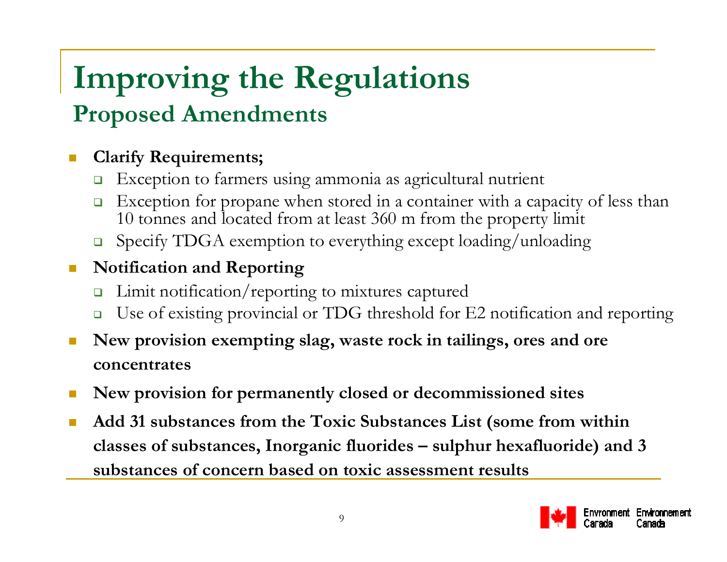# Improving the Regulations

## Proposed Amendments

- **Clarify Requirements;**
  - Exception to farmers using ammonia as agricultural nutrient
  - Exception for propane when stored in a container with a capacity of less than 10 tonnes and located from at least 360 m from the property limit
  - Specify TDGA exemption to everything except loading/unloading
- **Notification and Reporting**
  - Limit notification/reporting to mixtures captured
  - Use of existing provincial or TDG threshold for E2 notification and reporting
- **New provision exempting slag, waste rock in tailings, ores and ore concentrates**
- **New provision for permanently closed or decommissioned sites**
- **Add 31 substances from the Toxic Substances List (some from within classes of substances, Inorganic fluorides – sulphur hexafluoride) and 3 substances of concern based on toxic assessment results**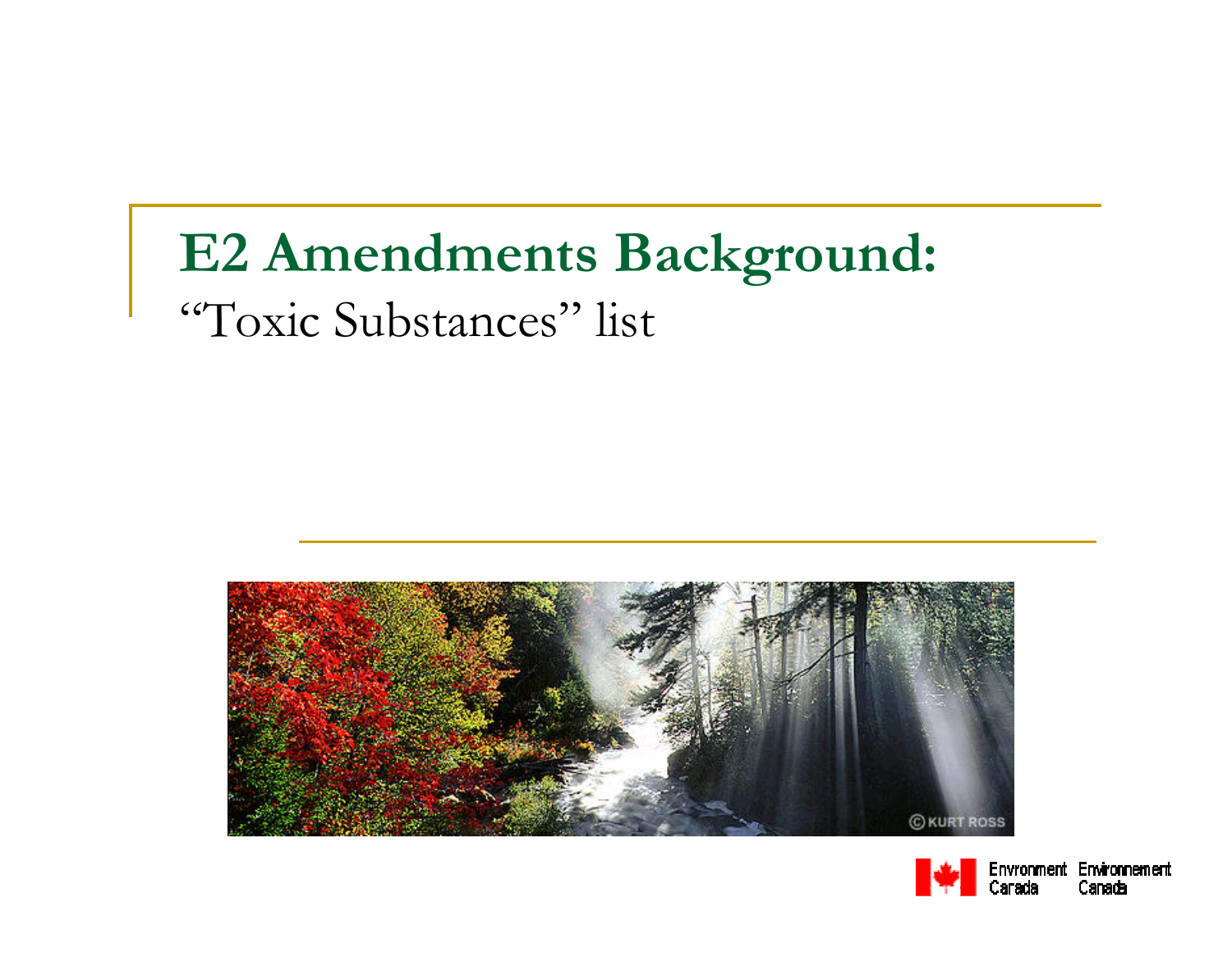# E2 Amendments Background:

"Toxic Substances" list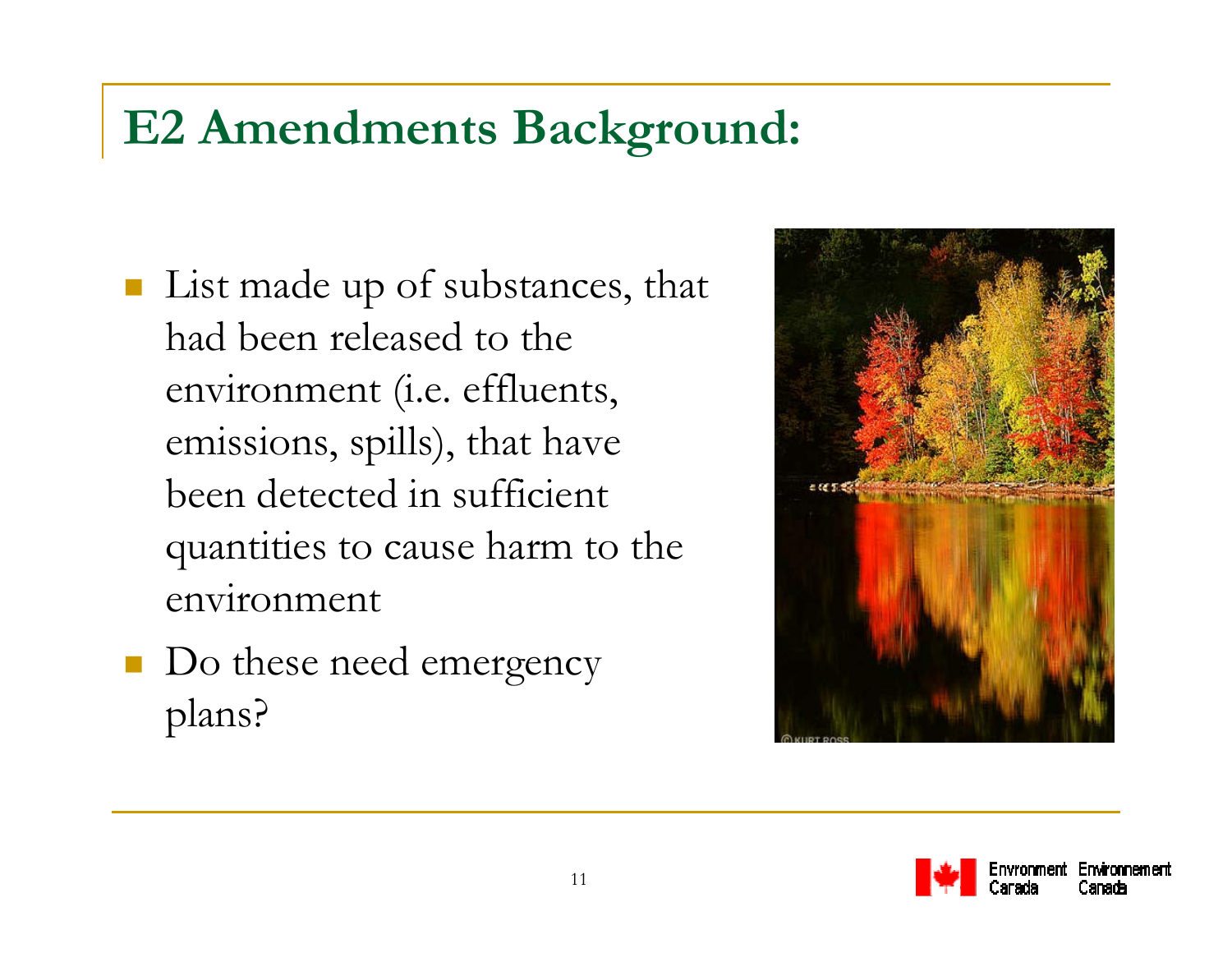# E2 Amendments Background:

- List made up of substances, that had been released to the environment (i.e. effluents, emissions, spills), that have been detected in sufficient quantities to cause harm to the environment
- Do these need emergency plans?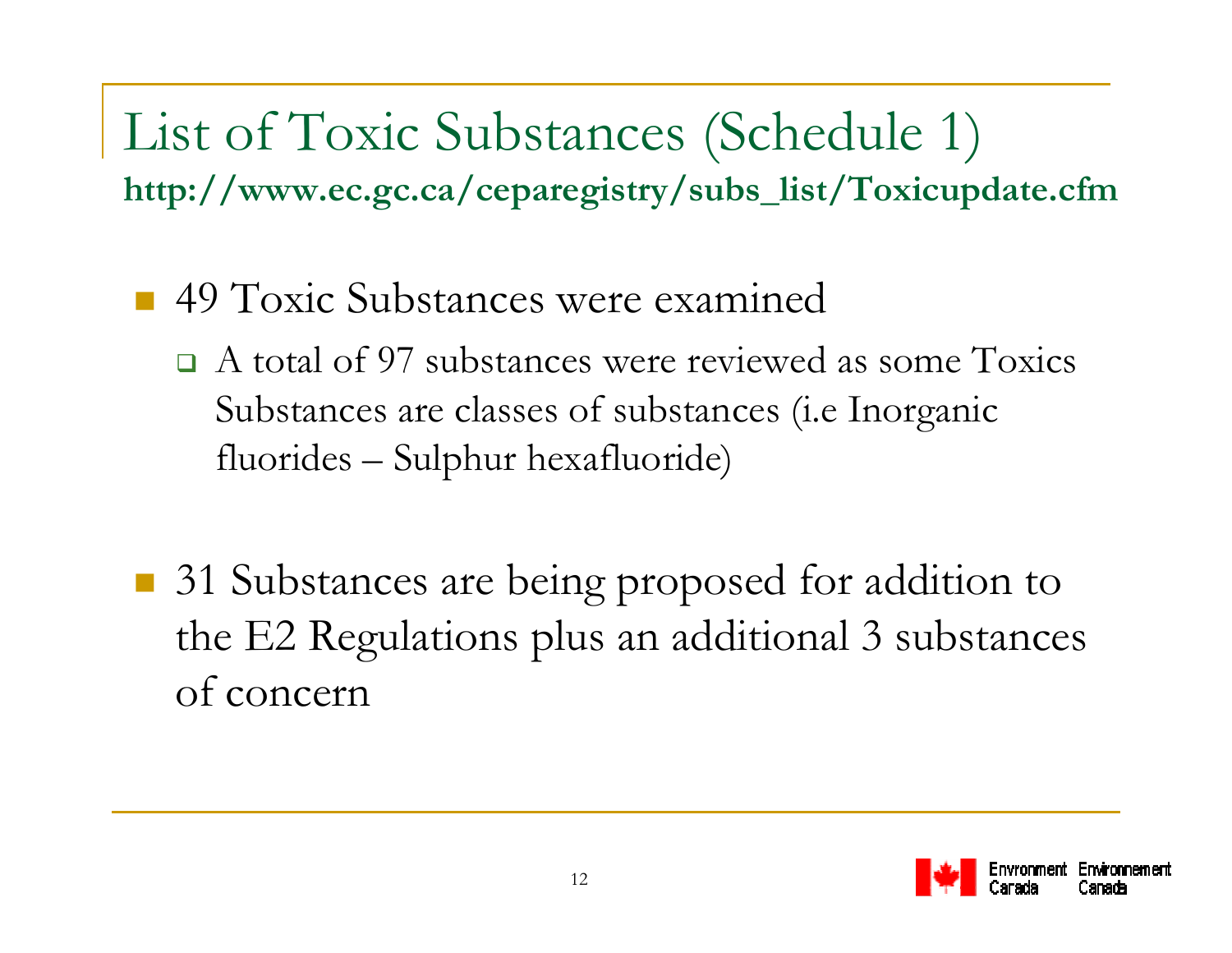# List of Toxic Substances (Schedule 1)

**http://www.ec.gc.ca/ceparegistry/subs_list/Toxicupdate.cfm**

- 49 Toxic Substances were examined
  - A total of 97 substances were reviewed as some Toxics Substances are classes of substances (i.e Inorganic fluorides – Sulphur hexafluoride)

- 31 Substances are being proposed for addition to the E2 Regulations plus an additional 3 substances of concern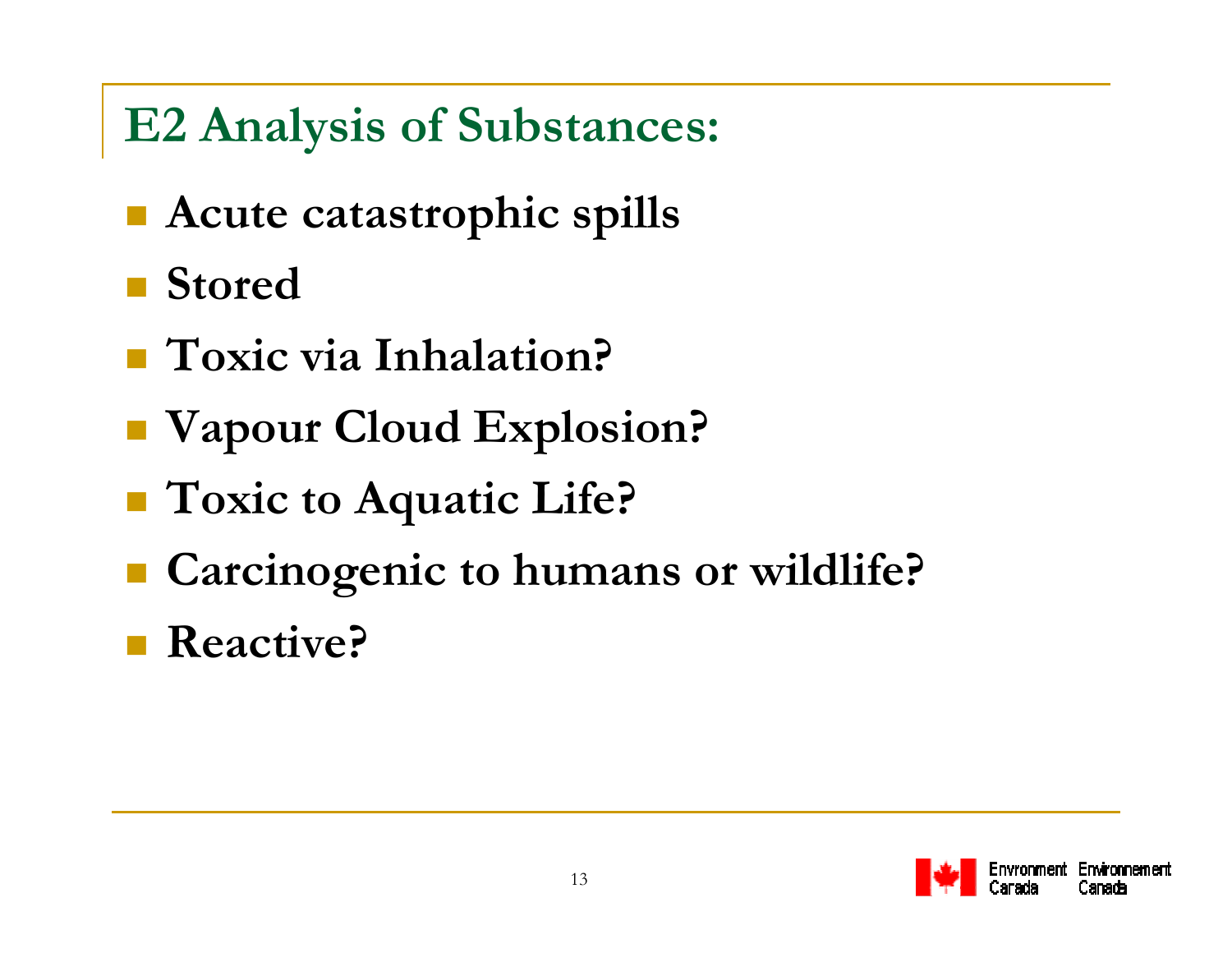# E2 Analysis of Substances:

- **Acute catastrophic spills**
- **Stored**
- **Toxic via Inhalation?**
- **Vapour Cloud Explosion?**
- **Toxic to Aquatic Life?**
- **Carcinogenic to humans or wildlife?**
- **Reactive?**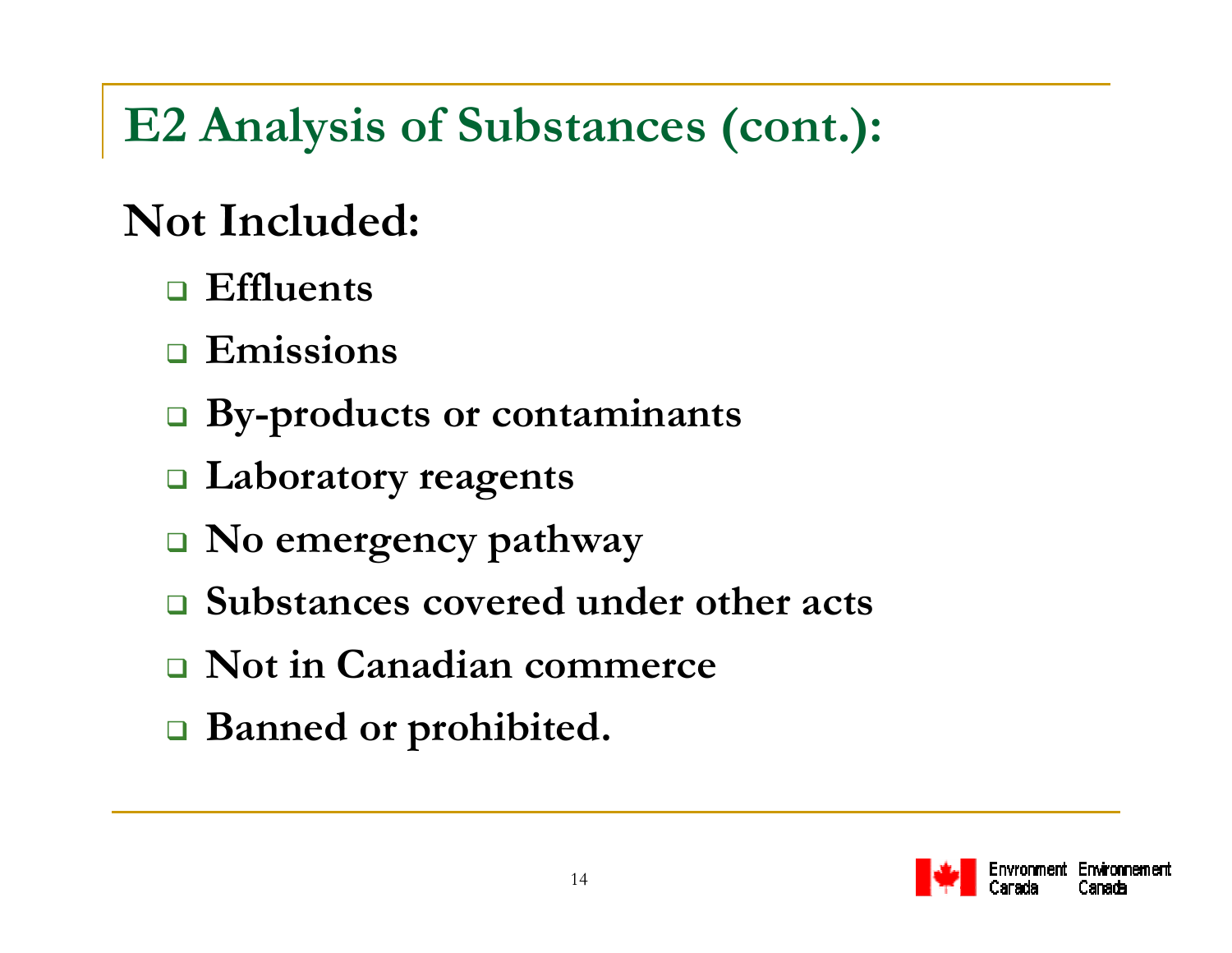# E2 Analysis of Substances (cont.):

## Not Included:

- Effluents
- Emissions
- By-products or contaminants
- Laboratory reagents
- No emergency pathway
- Substances covered under other acts
- Not in Canadian commerce
- Banned or prohibited.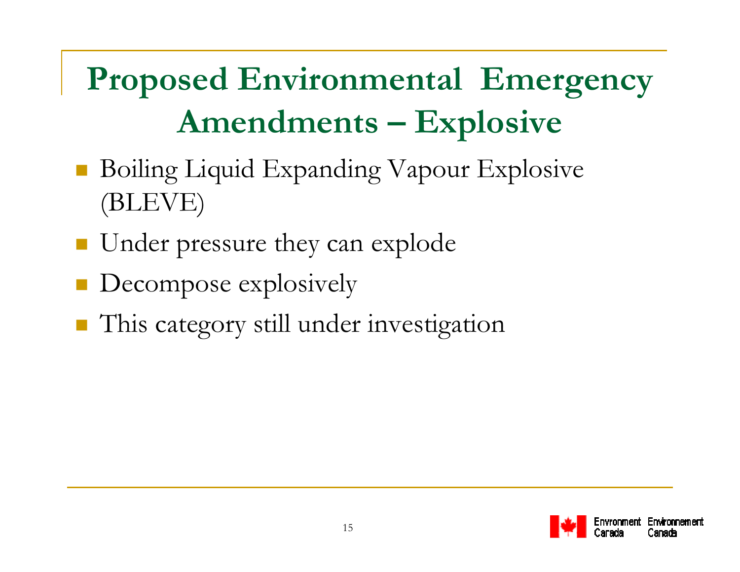# Proposed Environmental Emergency Amendments – Explosive

- Boiling Liquid Expanding Vapour Explosive (BLEVE)
- Under pressure they can explode
- Decompose explosively
- This category still under investigation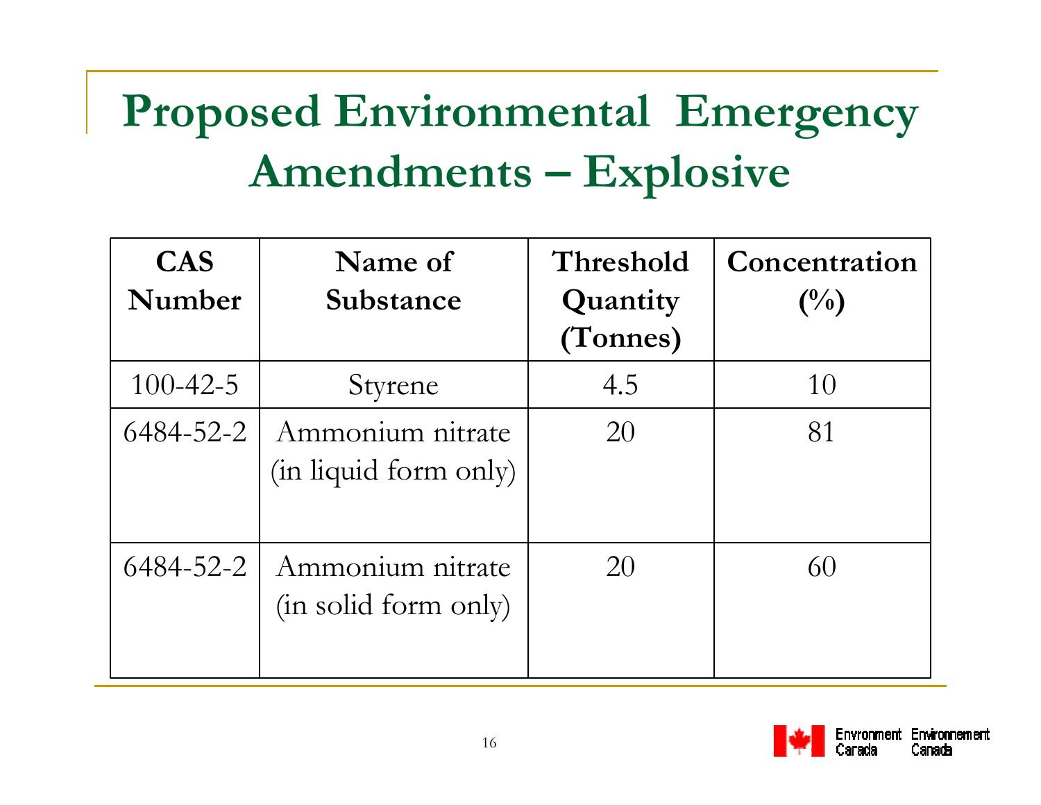# Proposed Environmental Emergency Amendments – Explosive

| CAS Number | Name of Substance | Threshold Quantity (Tonnes) | Concentration (%) |
|---|---|---|---|
| 100-42-5 | Styrene | 4.5 | 10 |
| 6484-52-2 | Ammonium nitrate (in liquid form only) | 20 | 81 |
| 6484-52-2 | Ammonium nitrate (in solid form only) | 20 | 60 |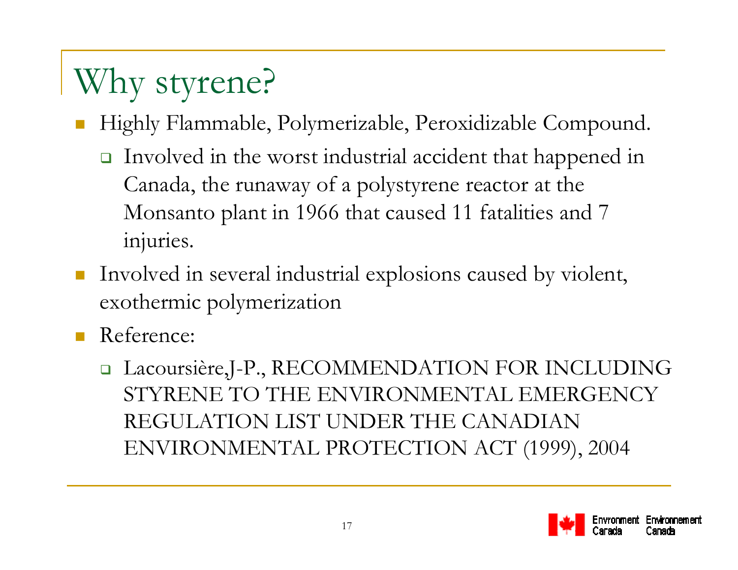# Why styrene?

- Highly Flammable, Polymerizable, Peroxidizable Compound.
  - Involved in the worst industrial accident that happened in Canada, the runaway of a polystyrene reactor at the Monsanto plant in 1966 that caused 11 fatalities and 7 injuries.
- Involved in several industrial explosions caused by violent, exothermic polymerization
- Reference:
  - Lacoursière,J-P., RECOMMENDATION FOR INCLUDING STYRENE TO THE ENVIRONMENTAL EMERGENCY REGULATION LIST UNDER THE CANADIAN ENVIRONMENTAL PROTECTION ACT (1999), 2004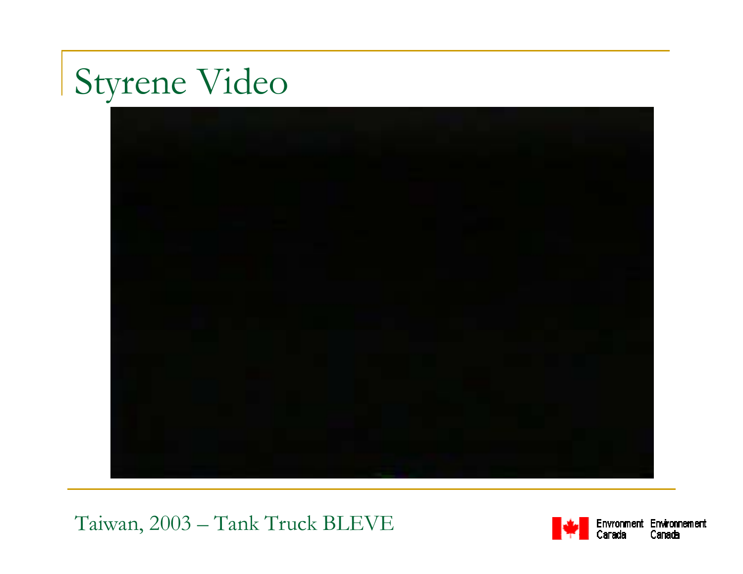# Styrene Video

Taiwan, 2003 – Tank Truck BLEVE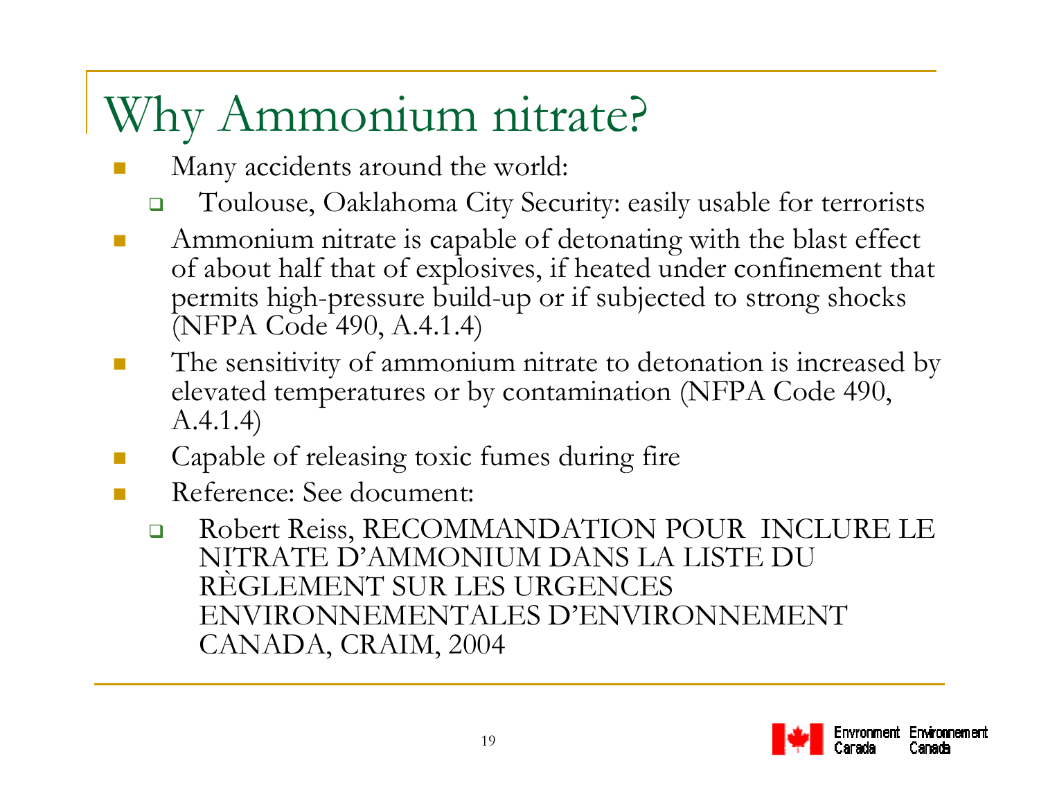# Why Ammonium nitrate?

- Many accidents around the world:
  - Toulouse, Oaklahoma City Security: easily usable for terrorists
- Ammonium nitrate is capable of detonating with the blast effect of about half that of explosives, if heated under confinement that permits high-pressure build-up or if subjected to strong shocks (NFPA Code 490, A.4.1.4)
- The sensitivity of ammonium nitrate to detonation is increased by elevated temperatures or by contamination (NFPA Code 490, A.4.1.4)
- Capable of releasing toxic fumes during fire
- Reference: See document:
  - Robert Reiss, RECOMMANDATION POUR INCLURE LE NITRATE D'AMMONIUM DANS LA LISTE DU RÈGLEMENT SUR LES URGENCES ENVIRONNEMENTALES D'ENVIRONNEMENT CANADA, CRAIM, 2004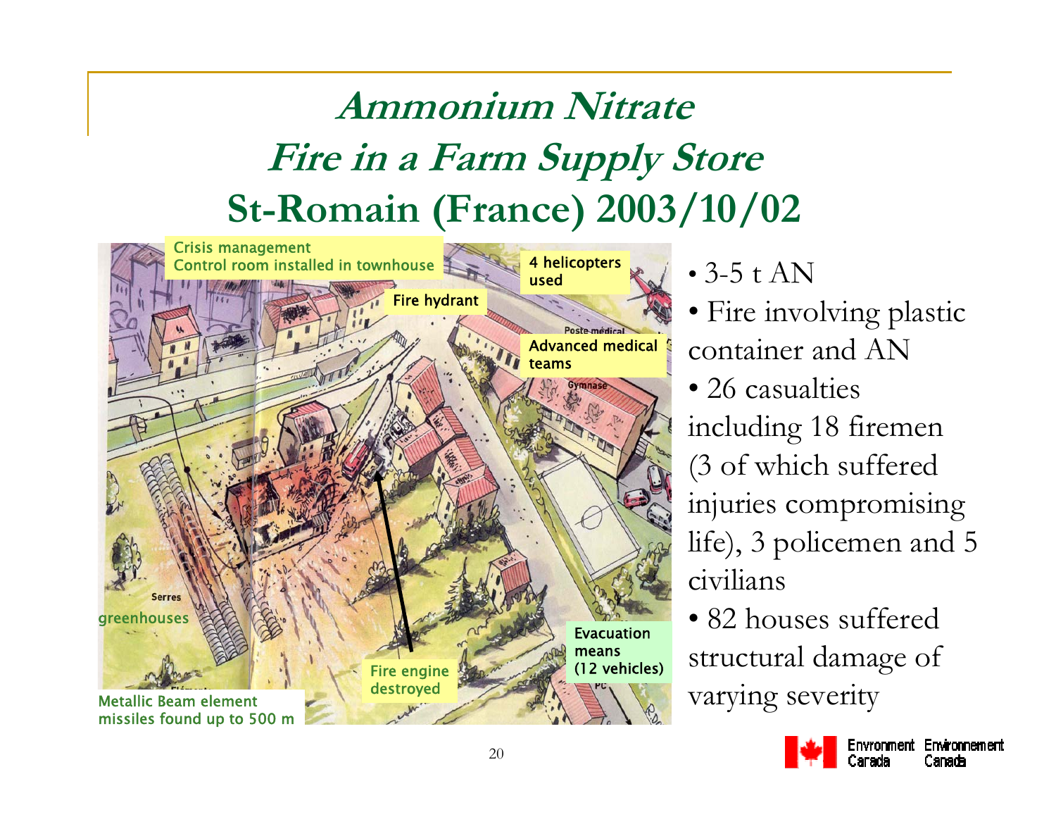# *Ammonium Nitrate*
# *Fire in a Farm Supply Store*
# St-Romain (France) 2003/10/02

Crisis management Control room installed in townhouse

4 helicopters used

Fire hydrant

Advanced medical teams

greenhouses

Evacuation means (12 vehicles)

Fire engine destroyed

Metallic Beam element missiles found up to 500 m

- 3-5 t AN
- Fire involving plastic container and AN
- 26 casualties including 18 firemen (3 of which suffered injuries compromising life), 3 policemen and 5 civilians
- 82 houses suffered structural damage of varying severity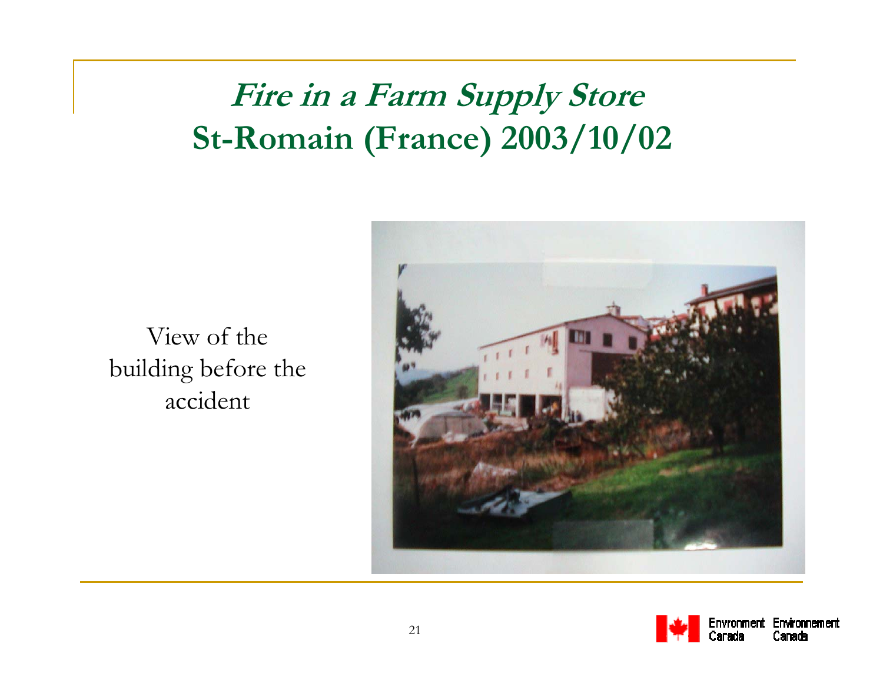# *Fire in a Farm Supply Store*
# St-Romain (France) 2003/10/02

View of the building before the accident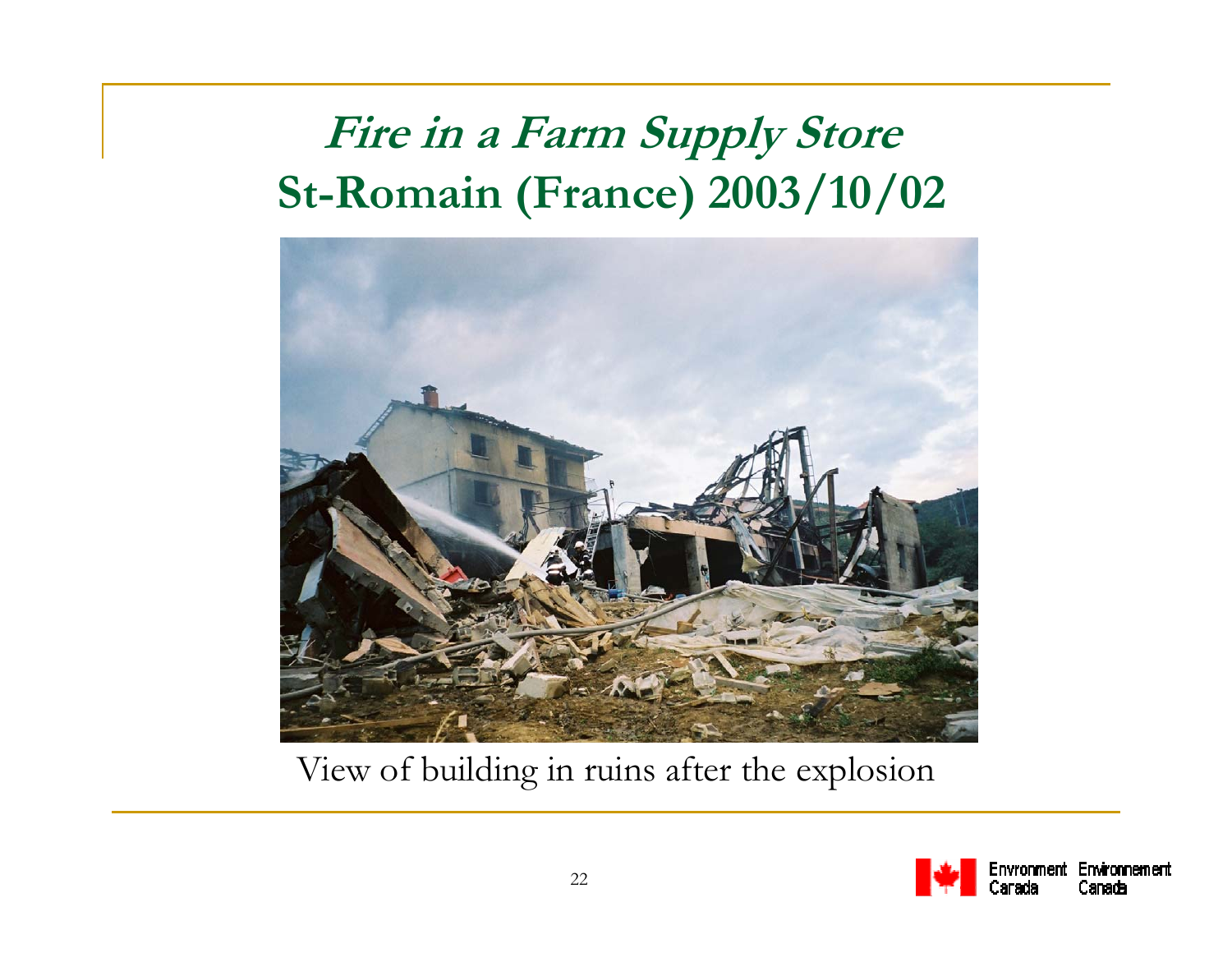# *Fire in a Farm Supply Store*
# St-Romain (France) 2003/10/02

View of building in ruins after the explosion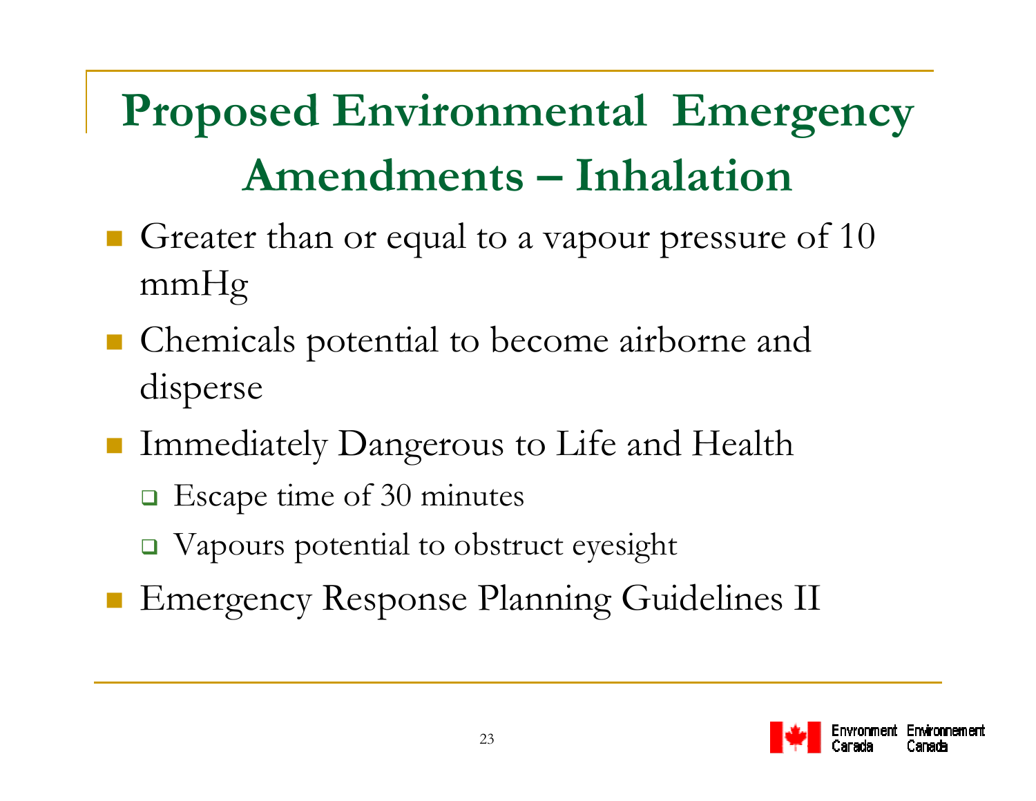# Proposed Environmental Emergency Amendments – Inhalation

- Greater than or equal to a vapour pressure of 10 mmHg
- Chemicals potential to become airborne and disperse
- Immediately Dangerous to Life and Health
  - Escape time of 30 minutes
  - Vapours potential to obstruct eyesight
- Emergency Response Planning Guidelines II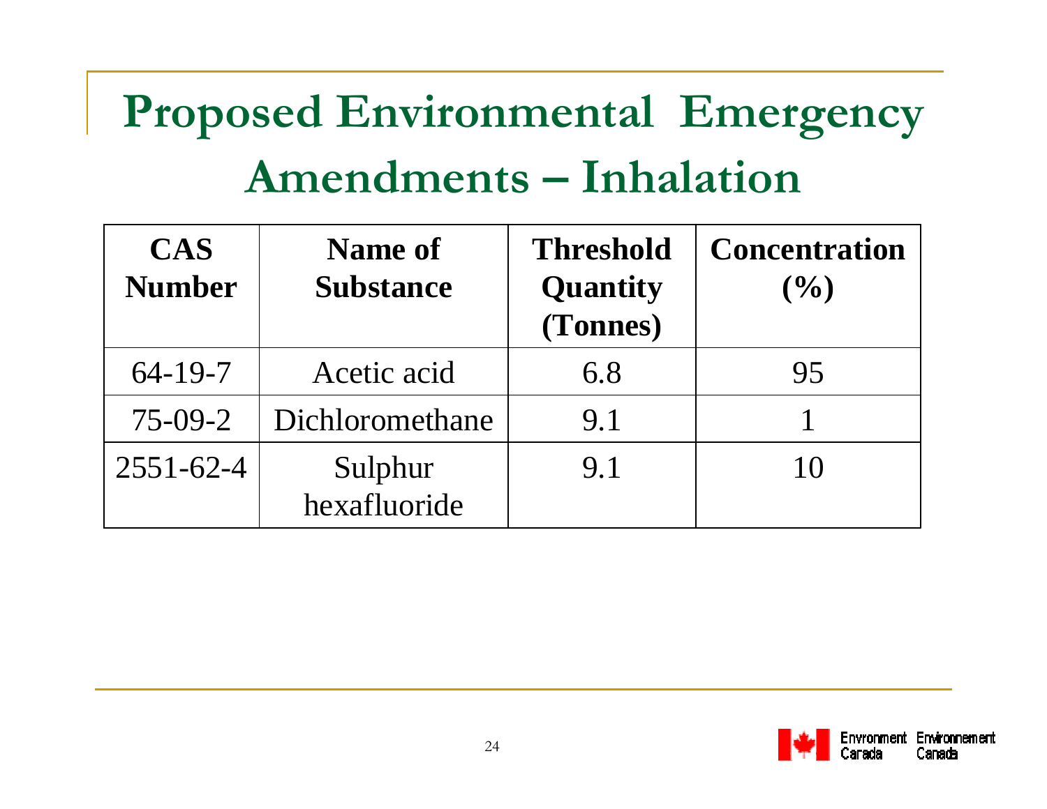# Proposed Environmental Emergency Amendments – Inhalation

| CAS Number | Name of Substance | Threshold Quantity (Tonnes) | Concentration (%) |
|---|---|---|---|
| 64-19-7 | Acetic acid | 6.8 | 95 |
| 75-09-2 | Dichloromethane | 9.1 | 1 |
| 2551-62-4 | Sulphur hexafluoride | 9.1 | 10 |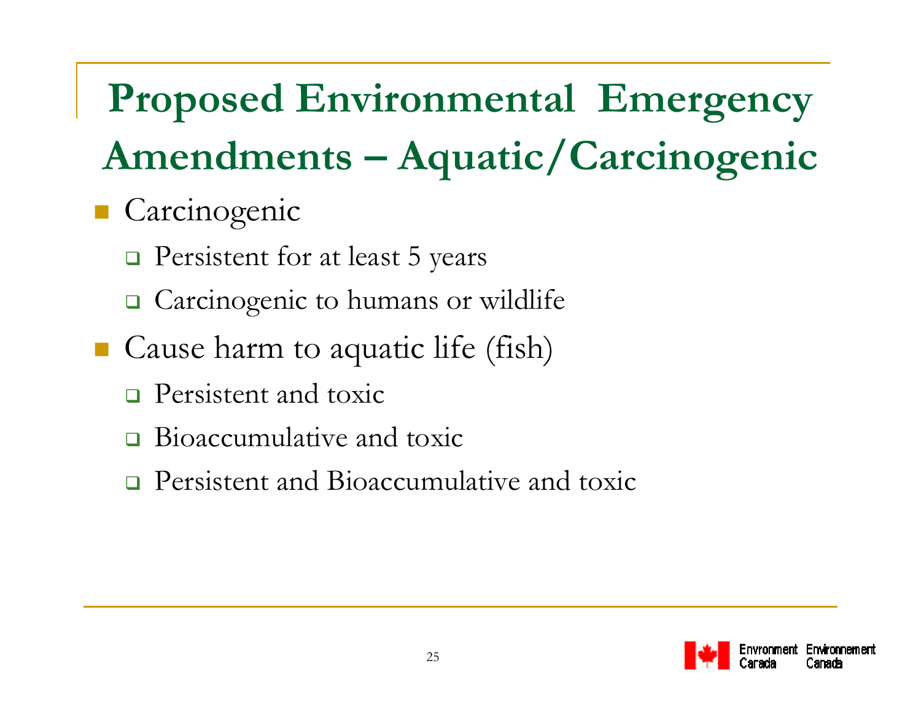# Proposed Environmental Emergency Amendments – Aquatic/Carcinogenic

- Carcinogenic
  - Persistent for at least 5 years
  - Carcinogenic to humans or wildlife
- Cause harm to aquatic life (fish)
  - Persistent and toxic
  - Bioaccumulative and toxic
  - Persistent and Bioaccumulative and toxic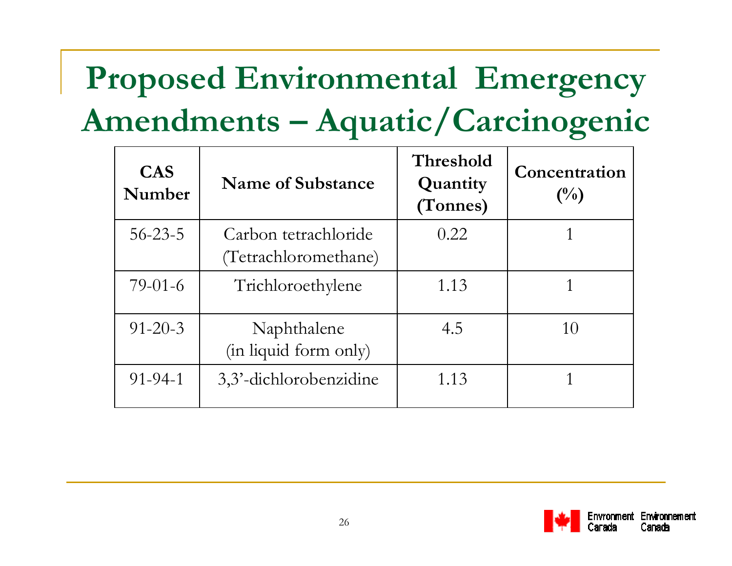# Proposed Environmental Emergency Amendments – Aquatic/Carcinogenic

| CAS Number | Name of Substance | Threshold Quantity (Tonnes) | Concentration (%) |
|---|---|---|---|
| 56-23-5 | Carbon tetrachloride (Tetrachloromethane) | 0.22 | 1 |
| 79-01-6 | Trichloroethylene | 1.13 | 1 |
| 91-20-3 | Naphthalene (in liquid form only) | 4.5 | 10 |
| 91-94-1 | 3,3'-dichlorobenzidine | 1.13 | 1 |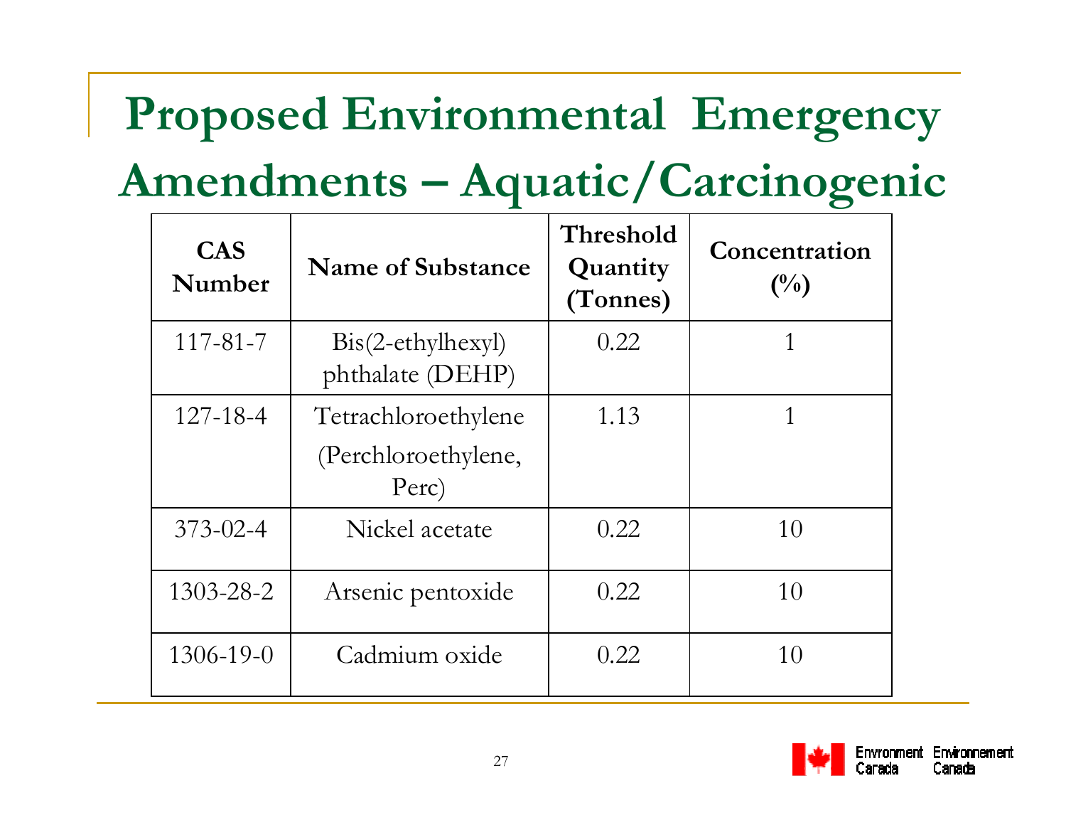# Proposed Environmental Emergency Amendments – Aquatic/Carcinogenic

| CAS Number | Name of Substance | Threshold Quantity (Tonnes) | Concentration (%) |
|---|---|---|---|
| 117-81-7 | Bis(2-ethylhexyl) phthalate (DEHP) | 0.22 | 1 |
| 127-18-4 | Tetrachloroethylene (Perchloroethylene, Perc) | 1.13 | 1 |
| 373-02-4 | Nickel acetate | 0.22 | 10 |
| 1303-28-2 | Arsenic pentoxide | 0.22 | 10 |
| 1306-19-0 | Cadmium oxide | 0.22 | 10 |

Environment Canada Environnement Canada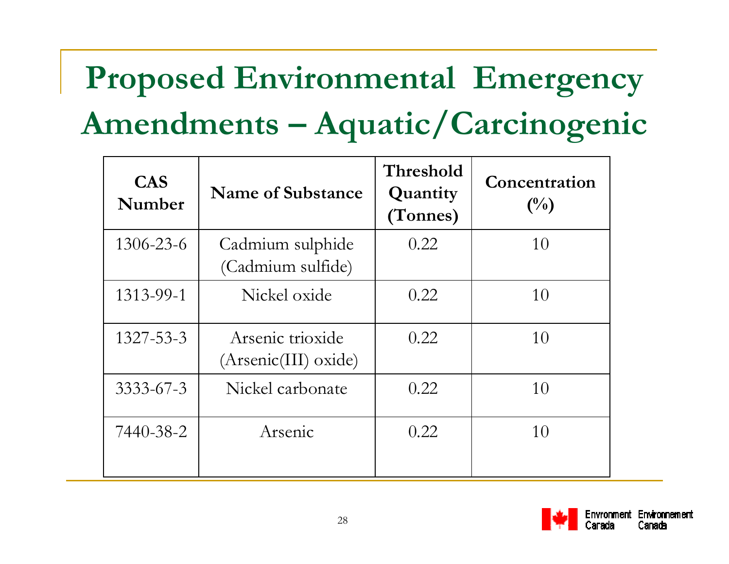# Proposed Environmental Emergency Amendments – Aquatic/Carcinogenic

| CAS Number | Name of Substance | Threshold Quantity (Tonnes) | Concentration (%) |
|---|---|---|---|
| 1306-23-6 | Cadmium sulphide (Cadmium sulfide) | 0.22 | 10 |
| 1313-99-1 | Nickel oxide | 0.22 | 10 |
| 1327-53-3 | Arsenic trioxide (Arsenic(III) oxide) | 0.22 | 10 |
| 3333-67-3 | Nickel carbonate | 0.22 | 10 |
| 7440-38-2 | Arsenic | 0.22 | 10 |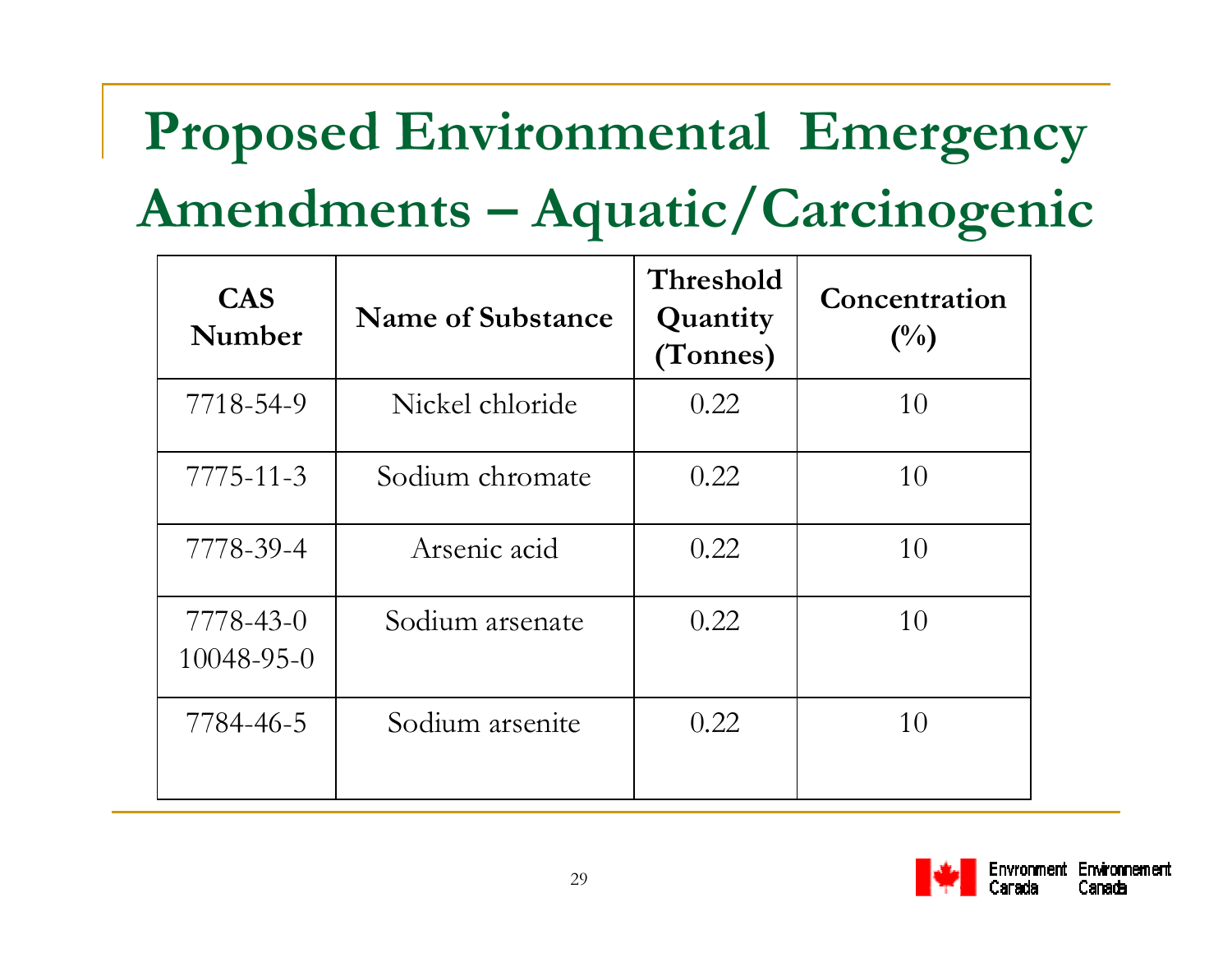# Proposed Environmental Emergency Amendments – Aquatic/Carcinogenic

| CAS Number | Name of Substance | Threshold Quantity (Tonnes) | Concentration (%) |
|---|---|---|---|
| 7718-54-9 | Nickel chloride | 0.22 | 10 |
| 7775-11-3 | Sodium chromate | 0.22 | 10 |
| 7778-39-4 | Arsenic acid | 0.22 | 10 |
| 7778-43-0<br>10048-95-0 | Sodium arsenate | 0.22 | 10 |
| 7784-46-5 | Sodium arsenite | 0.22 | 10 |

Environment Canada Environnement Canada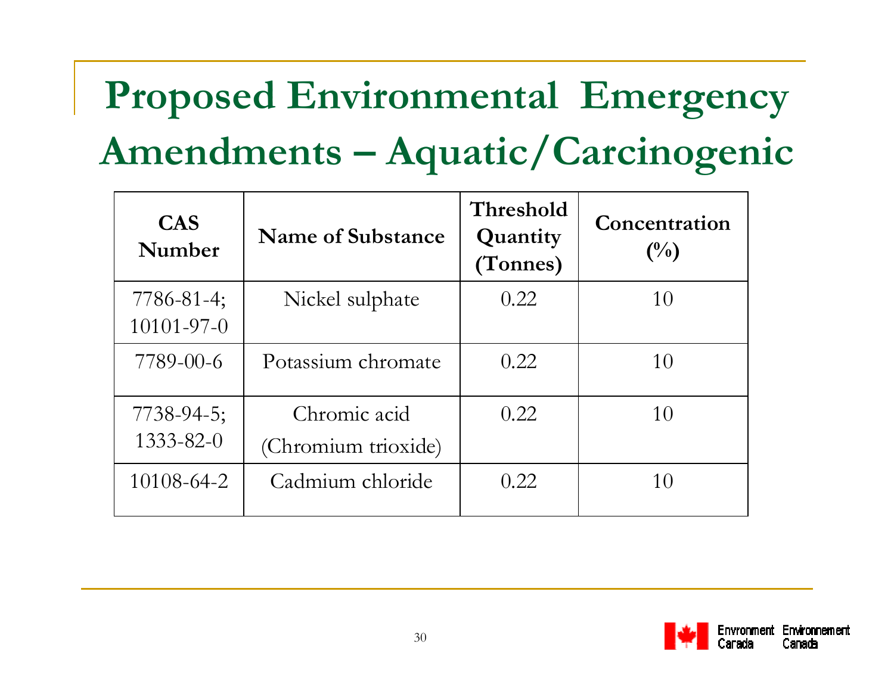# Proposed Environmental Emergency Amendments – Aquatic/Carcinogenic

| CAS Number | Name of Substance | Threshold Quantity (Tonnes) | Concentration (%) |
|---|---|---|---|
| 7786-81-4; 10101-97-0 | Nickel sulphate | 0.22 | 10 |
| 7789-00-6 | Potassium chromate | 0.22 | 10 |
| 7738-94-5; 1333-82-0 | Chromic acid (Chromium trioxide) | 0.22 | 10 |
| 10108-64-2 | Cadmium chloride | 0.22 | 10 |

Environment Canada Environnement Canada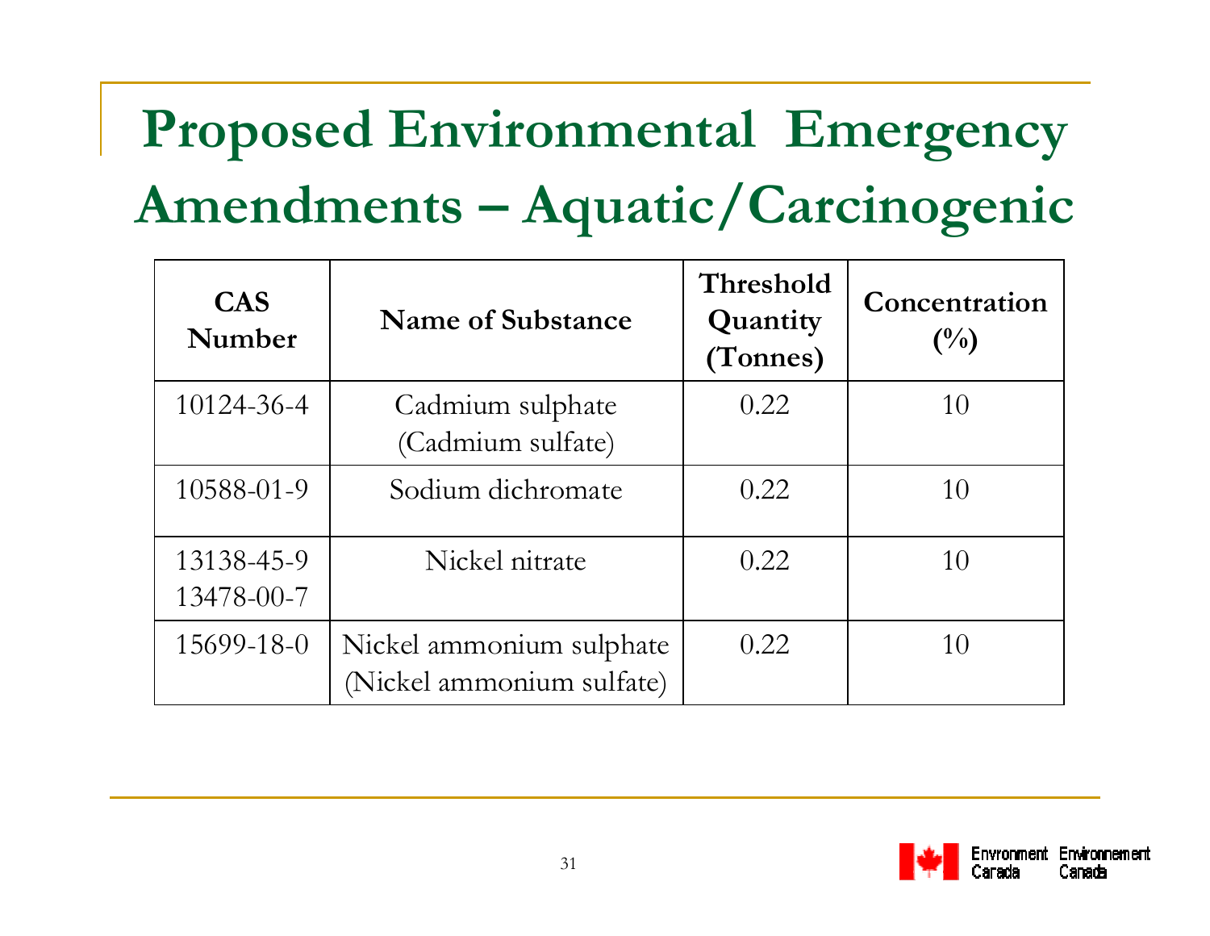# Proposed Environmental Emergency Amendments – Aquatic/Carcinogenic

| CAS Number | Name of Substance | Threshold Quantity (Tonnes) | Concentration (%) |
|---|---|---|---|
| 10124-36-4 | Cadmium sulphate (Cadmium sulfate) | 0.22 | 10 |
| 10588-01-9 | Sodium dichromate | 0.22 | 10 |
| 13138-45-9 13478-00-7 | Nickel nitrate | 0.22 | 10 |
| 15699-18-0 | Nickel ammonium sulphate (Nickel ammonium sulfate) | 0.22 | 10 |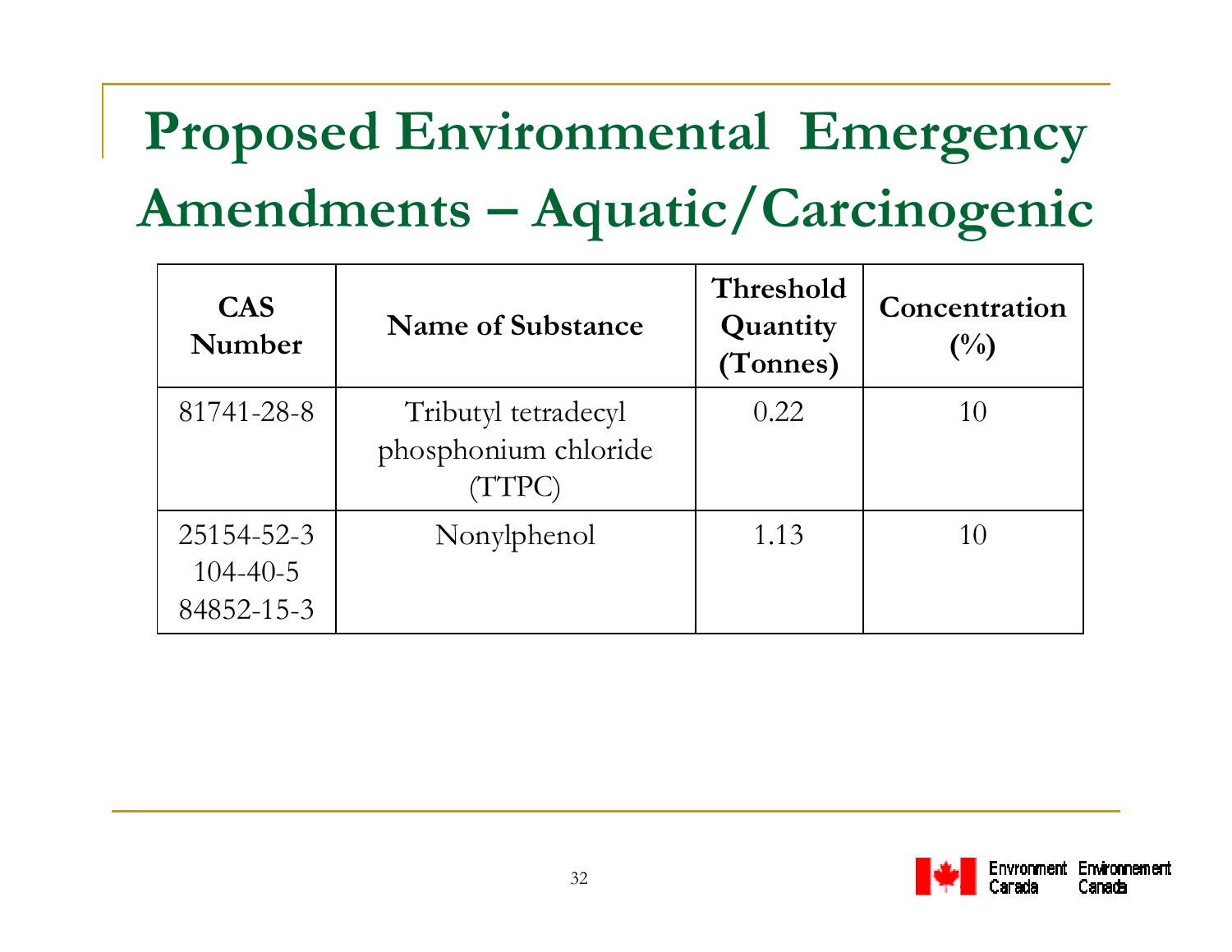# Proposed Environmental Emergency Amendments – Aquatic/Carcinogenic

| CAS Number | Name of Substance | Threshold Quantity (Tonnes) | Concentration (%) |
|---|---|---|---|
| 81741-28-8 | Tributyl tetradecyl phosphonium chloride (TTPC) | 0.22 | 10 |
| 25154-52-3<br>104-40-5<br>84852-15-3 | Nonylphenol | 1.13 | 10 |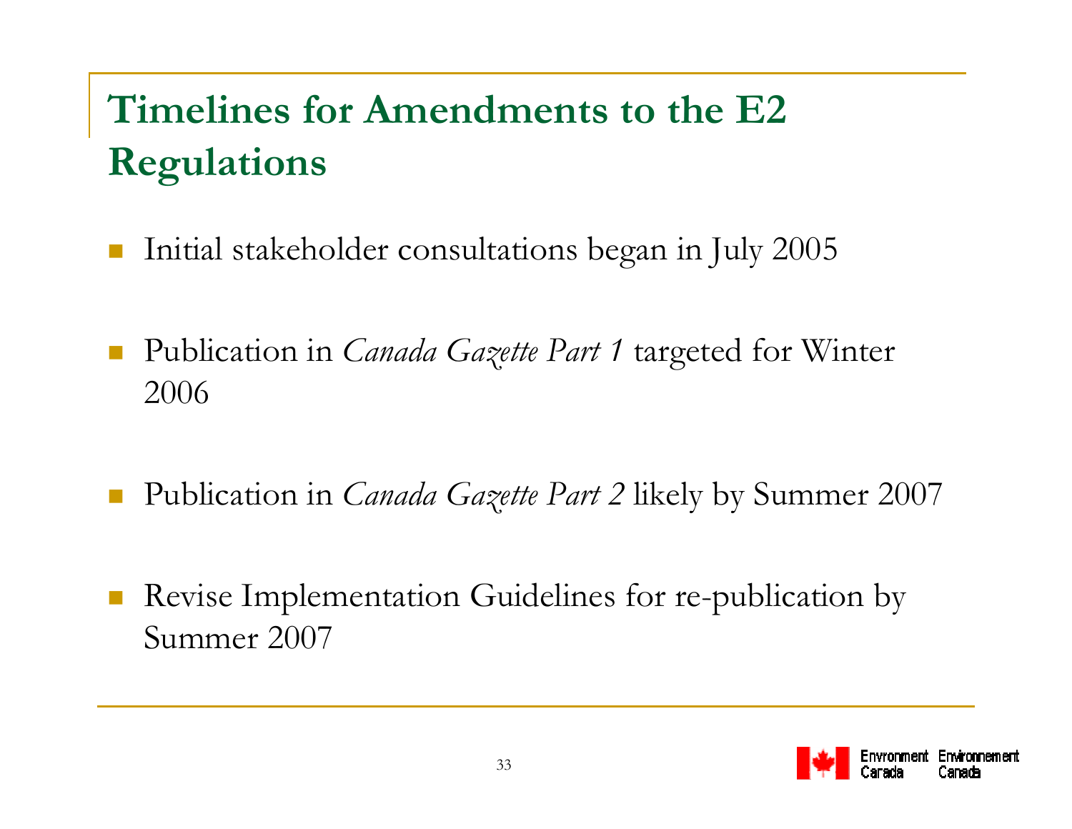# Timelines for Amendments to the E2 Regulations

- Initial stakeholder consultations began in July 2005
- Publication in *Canada Gazette Part 1* targeted for Winter 2006
- Publication in *Canada Gazette Part 2* likely by Summer 2007
- Revise Implementation Guidelines for re-publication by Summer 2007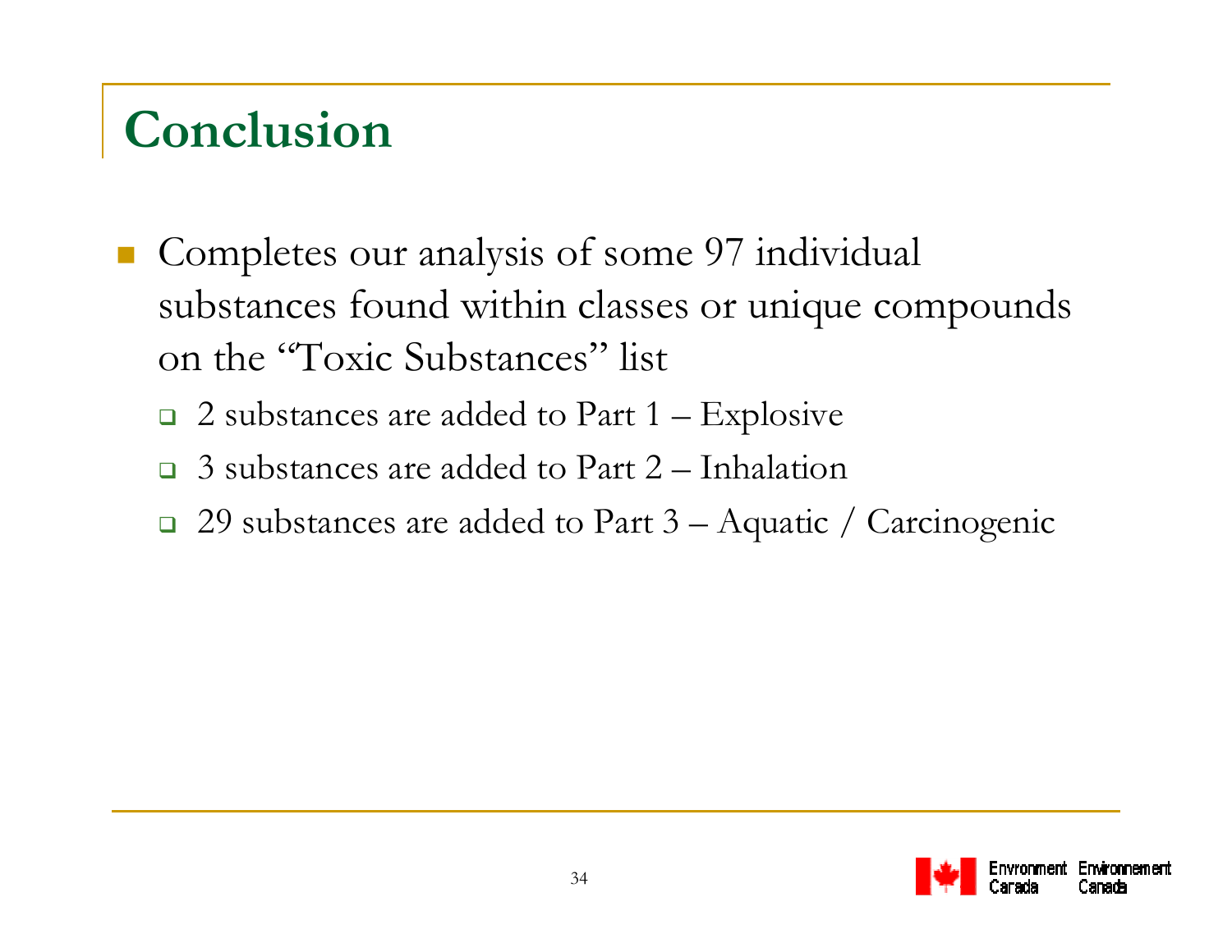# Conclusion

- Completes our analysis of some 97 individual substances found within classes or unique compounds on the "Toxic Substances" list
  - 2 substances are added to Part 1 – Explosive
  - 3 substances are added to Part 2 – Inhalation
  - 29 substances are added to Part 3 – Aquatic / Carcinogenic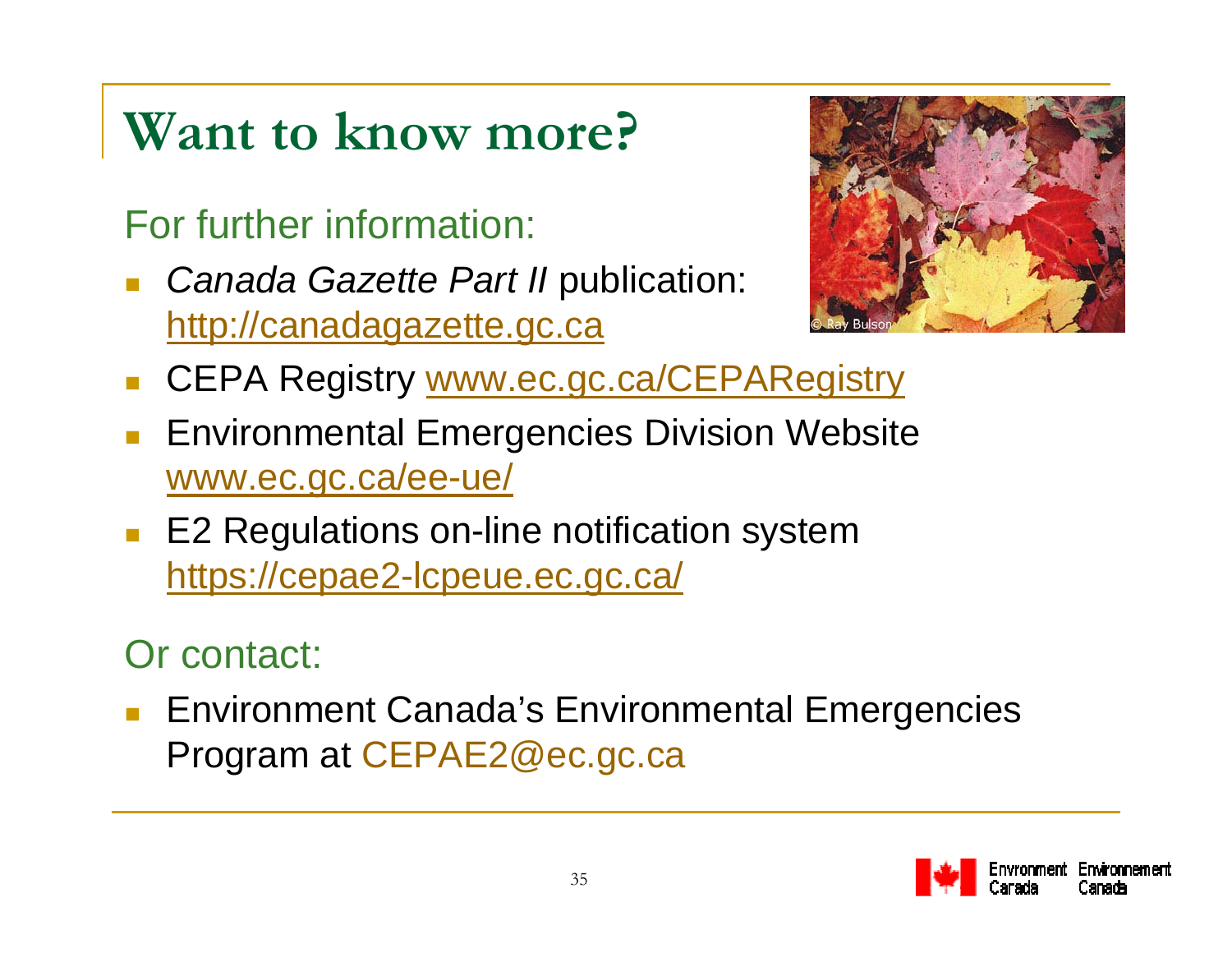# Want to know more?

## For further information:

- *Canada Gazette Part II* publication: http://canadagazette.gc.ca
- CEPA Registry www.ec.gc.ca/CEPARegistry
- Environmental Emergencies Division Website www.ec.gc.ca/ee-ue/
- E2 Regulations on-line notification system https://cepae2-lcpeue.ec.gc.ca/

## Or contact:

- Environment Canada's Environmental Emergencies Program at CEPAE2@ec.gc.ca